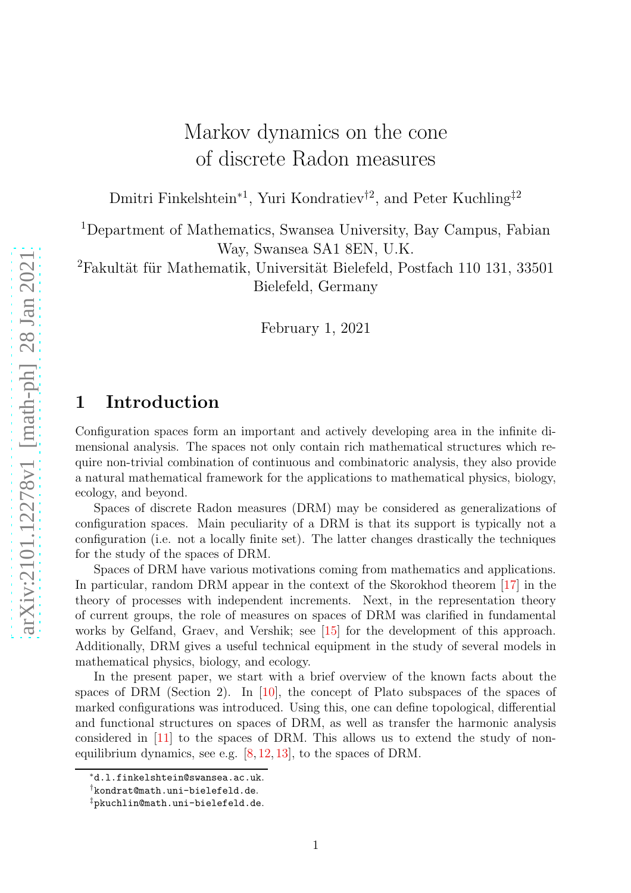# Markov dynamics on the cone of discrete Radon measures

Dmitri Finkelshtein[*1], Yuri Kondratiev[†2], and Peter Kuchling[‡2]

[1]Department of Mathematics, Swansea University, Bay Campus, Fabian Way, Swansea SA1 8EN, U.K.

[2]Fakultät für Mathematik, Universität Bielefeld, Postfach 110 131, 33501 Bielefeld, Germany

February 1, 2021

## 1 Introduction

Configuration spaces form an important and actively developing area in the infinite dimensional analysis. The spaces not only contain rich mathematical structures which require non-trivial combination of continuous and combinatoric analysis, they also provide a natural mathematical framework for the applications to mathematical physics, biology, ecology, and beyond.

Spaces of discrete Radon measures (DRM) may be considered as generalizations of configuration spaces. Main peculiarity of a DRM is that its support is typically not a configuration (i.e. not a locally finite set). The latter changes drastically the techniques for the study of the spaces of DRM.

Spaces of DRM have various motivations coming from mathematics and applications. In particular, random DRM appear in the context of the Skorokhod theorem [17] in the theory of processes with independent increments. Next, in the representation theory of current groups, the role of measures on spaces of DRM was clarified in fundamental works by Gelfand, Graev, and Vershik; see [15] for the development of this approach. Additionally, DRM gives a useful technical equipment in the study of several models in mathematical physics, biology, and ecology.

In the present paper, we start with a brief overview of the known facts about the spaces of DRM (Section 2). In [10], the concept of Plato subspaces of the spaces of marked configurations was introduced. Using this, one can define topological, differential and functional structures on spaces of DRM, as well as transfer the harmonic analysis considered in [11] to the spaces of DRM. This allows us to extend the study of non-equilibrium dynamics, see e.g. [8, 12, 13], to the spaces of DRM.

---

[*]d.l.finkelshtein@swansea.ac.uk.

[†]kondrat@math.uni-bielefeld.de.

[‡]pkuchlin@math.uni-bielefeld.de.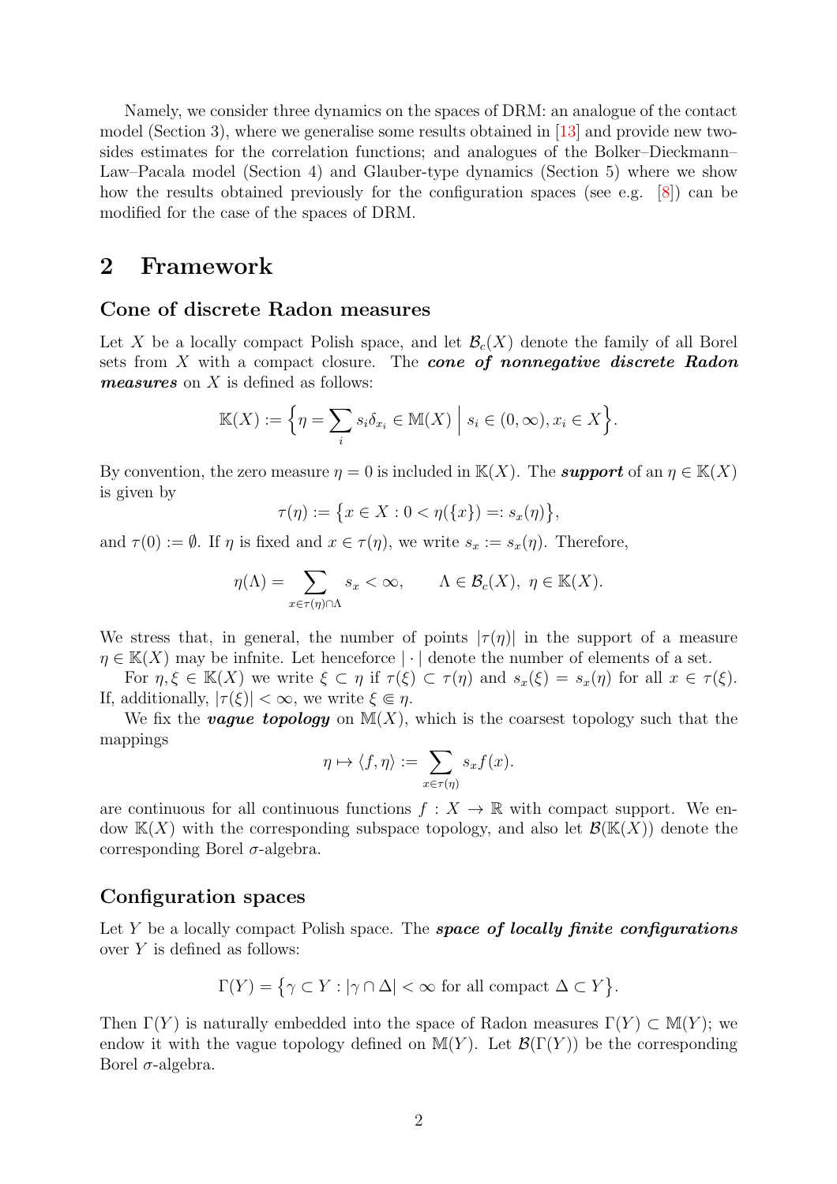Namely, we consider three dynamics on the spaces of DRM: an analogue of the contact model (Section 3), where we generalise some results obtained in [13] and provide new two-sides estimates for the correlation functions; and analogues of the Bolker–Dieckmann–Law–Pacala model (Section 4) and Glauber-type dynamics (Section 5) where we show how the results obtained previously for the configuration spaces (see e.g. [8]) can be modified for the case of the spaces of DRM.

## 2 Framework

### Cone of discrete Radon measures

Let $X$ be a locally compact Polish space, and let $\mathcal{B}_c(X)$ denote the family of all Borel sets from $X$ with a compact closure. The ***cone of nonnegative discrete Radon measures*** on $X$ is defined as follows:

$$\mathbb{K}(X) := \Big\{ \eta = \sum_i s_i \delta_{x_i} \in \mathbb{M}(X) \;\Big|\; s_i \in (0,\infty), x_i \in X \Big\}.$$

By convention, the zero measure $\eta = 0$ is included in $\mathbb{K}(X)$. The ***support*** of an $\eta \in \mathbb{K}(X)$ is given by

$$\tau(\eta) := \big\{ x \in X : 0 < \eta(\{x\}) =: s_x(\eta) \big\},$$

and $\tau(0) := \emptyset$. If $\eta$ is fixed and $x \in \tau(\eta)$, we write $s_x := s_x(\eta)$. Therefore,

$$\eta(\Lambda) = \sum_{x \in \tau(\eta) \cap \Lambda} s_x < \infty, \qquad \Lambda \in \mathcal{B}_c(X),\ \eta \in \mathbb{K}(X).$$

We stress that, in general, the number of points $|\tau(\eta)|$ in the support of a measure $\eta \in \mathbb{K}(X)$ may be infnite. Let henceforce $|\cdot|$ denote the number of elements of a set.

For $\eta, \xi \in \mathbb{K}(X)$ we write $\xi \subset \eta$ if $\tau(\xi) \subset \tau(\eta)$ and $s_x(\xi) = s_x(\eta)$ for all $x \in \tau(\xi)$. If, additionally, $|\tau(\xi)| < \infty$, we write $\xi \Subset \eta$.

We fix the ***vague topology*** on $\mathbb{M}(X)$, which is the coarsest topology such that the mappings

$$\eta \mapsto \langle f, \eta \rangle := \sum_{x \in \tau(\eta)} s_x f(x).$$

are continuous for all continuous functions $f : X \to \mathbb{R}$ with compact support. We endow $\mathbb{K}(X)$ with the corresponding subspace topology, and also let $\mathcal{B}(\mathbb{K}(X))$ denote the corresponding Borel $\sigma$-algebra.

### Configuration spaces

Let $Y$ be a locally compact Polish space. The ***space of locally finite configurations*** over $Y$ is defined as follows:

$$\Gamma(Y) = \big\{ \gamma \subset Y : |\gamma \cap \Delta| < \infty \text{ for all compact } \Delta \subset Y \big\}.$$

Then $\Gamma(Y)$ is naturally embedded into the space of Radon measures $\Gamma(Y) \subset \mathbb{M}(Y)$; we endow it with the vague topology defined on $\mathbb{M}(Y)$. Let $\mathcal{B}(\Gamma(Y))$ be the corresponding Borel $\sigma$-algebra.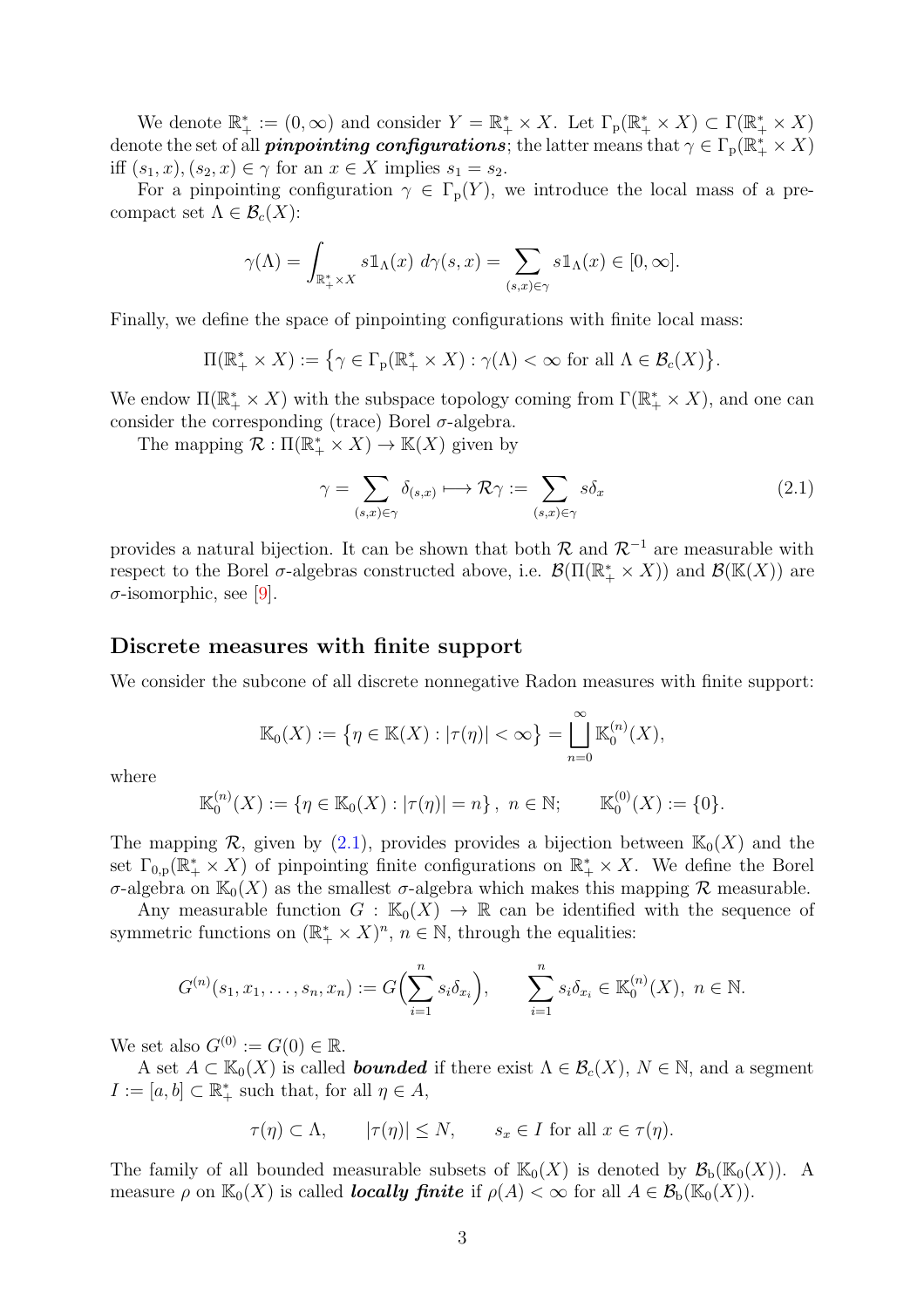We denote $\mathbb{R}_+^* := (0, \infty)$ and consider $Y = \mathbb{R}_+^* \times X$. Let $\Gamma_{\mathrm{p}}(\mathbb{R}_+^* \times X) \subset \Gamma(\mathbb{R}_+^* \times X)$ denote the set of all ***pinpointing configurations***; the latter means that $\gamma \in \Gamma_{\mathrm{p}}(\mathbb{R}_+^* \times X)$ iff $(s_1, x), (s_2, x) \in \gamma$ for an $x \in X$ implies $s_1 = s_2$.

For a pinpointing configuration $\gamma \in \Gamma_{\mathrm{p}}(Y)$, we introduce the local mass of a precompact set $\Lambda \in \mathcal{B}_c(X)$:

$$\gamma(\Lambda) = \int_{\mathbb{R}_+^* \times X} s 1\!\!1_\Lambda(x)\, d\gamma(s, x) = \sum_{(s,x)\in\gamma} s 1\!\!1_\Lambda(x) \in [0, \infty].$$

Finally, we define the space of pinpointing configurations with finite local mass:

$$\Pi(\mathbb{R}_+^* \times X) := \bigl\{ \gamma \in \Gamma_{\mathrm{p}}(\mathbb{R}_+^* \times X) : \gamma(\Lambda) < \infty \text{ for all } \Lambda \in \mathcal{B}_c(X) \bigr\}.$$

We endow $\Pi(\mathbb{R}_+^* \times X)$ with the subspace topology coming from $\Gamma(\mathbb{R}_+^* \times X)$, and one can consider the corresponding (trace) Borel $\sigma$-algebra.

The mapping $\mathcal{R} : \Pi(\mathbb{R}_+^* \times X) \to \mathbb{K}(X)$ given by

$$\gamma = \sum_{(s,x)\in\gamma} \delta_{(s,x)} \longmapsto \mathcal{R}\gamma := \sum_{(s,x)\in\gamma} s\delta_x \tag{2.1}$$

provides a natural bijection. It can be shown that both $\mathcal{R}$ and $\mathcal{R}^{-1}$ are measurable with respect to the Borel $\sigma$-algebras constructed above, i.e. $\mathcal{B}(\Pi(\mathbb{R}_+^* \times X))$ and $\mathcal{B}(\mathbb{K}(X))$ are $\sigma$-isomorphic, see [9].

## Discrete measures with finite support

We consider the subcone of all discrete nonnegative Radon measures with finite support:

$$\mathbb{K}_0(X) := \bigl\{ \eta \in \mathbb{K}(X) : |\tau(\eta)| < \infty \bigr\} = \bigsqcup_{n=0}^{\infty} \mathbb{K}_0^{(n)}(X),$$

where

$$\mathbb{K}_0^{(n)}(X) := \{ \eta \in \mathbb{K}_0(X) : |\tau(\eta)| = n \}, \ n \in \mathbb{N}; \qquad \mathbb{K}_0^{(0)}(X) := \{0\}.$$

The mapping $\mathcal{R}$, given by (2.1), provides provides a bijection between $\mathbb{K}_0(X)$ and the set $\Gamma_{0,\mathrm{p}}(\mathbb{R}_+^* \times X)$ of pinpointing finite configurations on $\mathbb{R}_+^* \times X$. We define the Borel $\sigma$-algebra on $\mathbb{K}_0(X)$ as the smallest $\sigma$-algebra which makes this mapping $\mathcal{R}$ measurable.

Any measurable function $G : \mathbb{K}_0(X) \to \mathbb{R}$ can be identified with the sequence of symmetric functions on $(\mathbb{R}_+^* \times X)^n$, $n \in \mathbb{N}$, through the equalities:

$$G^{(n)}(s_1, x_1, \dots, s_n, x_n) := G\Bigl(\sum_{i=1}^{n} s_i \delta_{x_i}\Bigr), \qquad \sum_{i=1}^{n} s_i \delta_{x_i} \in \mathbb{K}_0^{(n)}(X), \ n \in \mathbb{N}.$$

We set also $G^{(0)} := G(0) \in \mathbb{R}$.

A set $A \subset \mathbb{K}_0(X)$ is called ***bounded*** if there exist $\Lambda \in \mathcal{B}_c(X)$, $N \in \mathbb{N}$, and a segment $I := [a, b] \subset \mathbb{R}_+^*$ such that, for all $\eta \in A$,

$$\tau(\eta) \subset \Lambda, \qquad |\tau(\eta)| \le N, \qquad s_x \in I \text{ for all } x \in \tau(\eta).$$

The family of all bounded measurable subsets of $\mathbb{K}_0(X)$ is denoted by $\mathcal{B}_{\mathrm{b}}(\mathbb{K}_0(X))$. A measure $\rho$ on $\mathbb{K}_0(X)$ is called ***locally finite*** if $\rho(A) < \infty$ for all $A \in \mathcal{B}_{\mathrm{b}}(\mathbb{K}_0(X))$.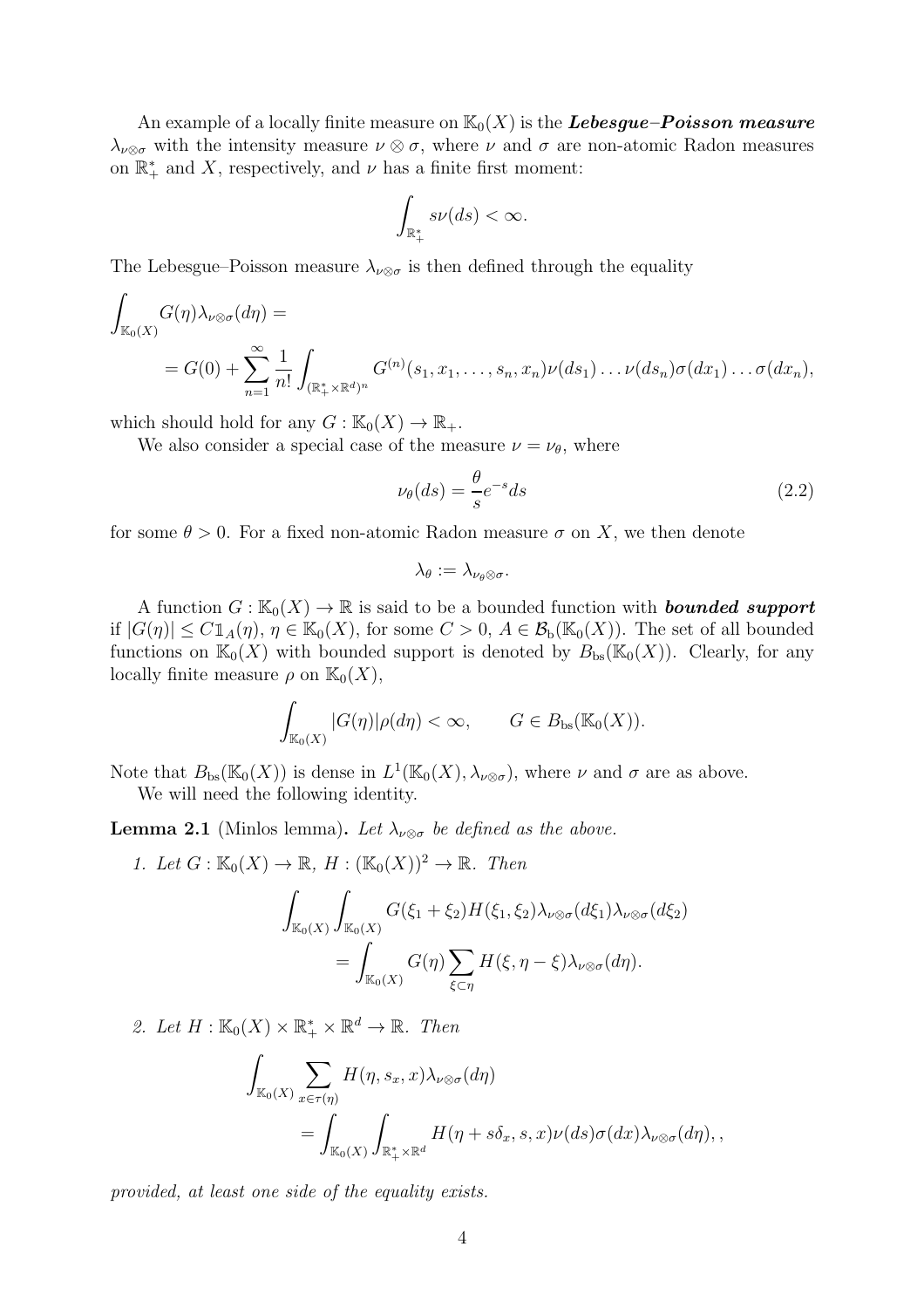An example of a locally finite measure on $\mathbb{K}_0(X)$ is the ***Lebesgue–Poisson measure*** $\lambda_{\nu\otimes\sigma}$ with the intensity measure $\nu\otimes\sigma$, where $\nu$ and $\sigma$ are non-atomic Radon measures on $\mathbb{R}_+^*$ and $X$, respectively, and $\nu$ has a finite first moment:

$$\int_{\mathbb{R}_+^*} s\nu(ds) < \infty.$$

The Lebesgue–Poisson measure $\lambda_{\nu\otimes\sigma}$ is then defined through the equality

$$\int_{\mathbb{K}_0(X)} G(\eta)\lambda_{\nu\otimes\sigma}(d\eta) = \\ = G(0) + \sum_{n=1}^{\infty} \frac{1}{n!} \int_{(\mathbb{R}_+^*\times\mathbb{R}^d)^n} G^{(n)}(s_1, x_1, \dots, s_n, x_n)\nu(ds_1)\dots\nu(ds_n)\sigma(dx_1)\dots\sigma(dx_n),$$

which should hold for any $G : \mathbb{K}_0(X) \to \mathbb{R}_+$.

We also consider a special case of the measure $\nu = \nu_\theta$, where

$$\nu_\theta(ds) = \frac{\theta}{s} e^{-s} ds \tag{2.2}$$

for some $\theta > 0$. For a fixed non-atomic Radon measure $\sigma$ on $X$, we then denote

$$\lambda_\theta := \lambda_{\nu_\theta\otimes\sigma}.$$

A function $G : \mathbb{K}_0(X) \to \mathbb{R}$ is said to be a bounded function with ***bounded support*** if $|G(\eta)| \le C\mathbb{1}_A(\eta)$, $\eta \in \mathbb{K}_0(X)$, for some $C > 0$, $A \in \mathcal{B}_{\mathrm{b}}(\mathbb{K}_0(X))$. The set of all bounded functions on $\mathbb{K}_0(X)$ with bounded support is denoted by $B_{\mathrm{bs}}(\mathbb{K}_0(X))$. Clearly, for any locally finite measure $\rho$ on $\mathbb{K}_0(X)$,

$$\int_{\mathbb{K}_0(X)} |G(\eta)|\rho(d\eta) < \infty, \qquad G \in B_{\mathrm{bs}}(\mathbb{K}_0(X)).$$

Note that $B_{\mathrm{bs}}(\mathbb{K}_0(X))$ is dense in $L^1(\mathbb{K}_0(X), \lambda_{\nu\otimes\sigma})$, where $\nu$ and $\sigma$ are as above.

We will need the following identity.

**Lemma 2.1** (Minlos lemma)**.** *Let $\lambda_{\nu\otimes\sigma}$ be defined as the above.*

1. *Let $G : \mathbb{K}_0(X) \to \mathbb{R}$, $H : (\mathbb{K}_0(X))^2 \to \mathbb{R}$. Then*

$$\int_{\mathbb{K}_0(X)} \int_{\mathbb{K}_0(X)} G(\xi_1 + \xi_2)H(\xi_1, \xi_2)\lambda_{\nu\otimes\sigma}(d\xi_1)\lambda_{\nu\otimes\sigma}(d\xi_2) \\ = \int_{\mathbb{K}_0(X)} G(\eta) \sum_{\xi\subset\eta} H(\xi, \eta - \xi)\lambda_{\nu\otimes\sigma}(d\eta).$$

2. *Let $H : \mathbb{K}_0(X) \times \mathbb{R}_+^* \times \mathbb{R}^d \to \mathbb{R}$. Then*

$$\int_{\mathbb{K}_0(X)} \sum_{x\in\tau(\eta)} H(\eta, s_x, x)\lambda_{\nu\otimes\sigma}(d\eta) \\ = \int_{\mathbb{K}_0(X)} \int_{\mathbb{R}_+^*\times\mathbb{R}^d} H(\eta + s\delta_x, s, x)\nu(ds)\sigma(dx)\lambda_{\nu\otimes\sigma}(d\eta), ,$$

*provided, at least one side of the equality exists.*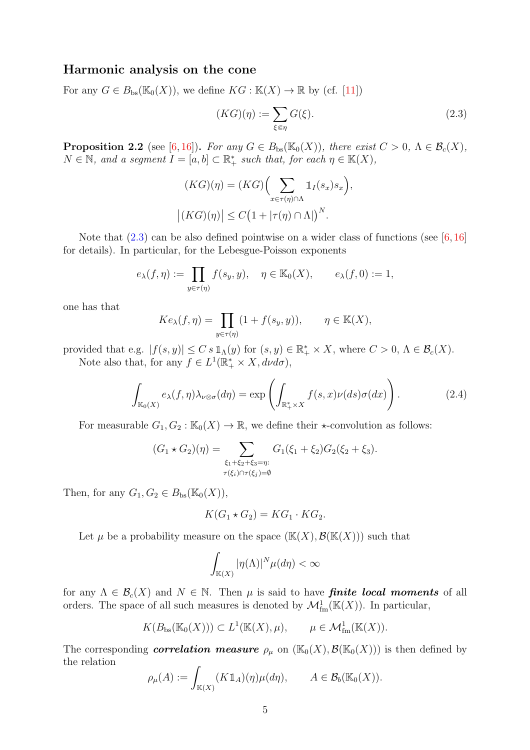### Harmonic analysis on the cone

For any $G \in B_{\mathrm{bs}}(\mathbb{K}_0(X))$, we define $KG : \mathbb{K}(X) \to \mathbb{R}$ by (cf. [11])

$$(KG)(\eta) := \sum_{\xi \Subset \eta} G(\xi). \tag{2.3}$$

**Proposition 2.2** (see [6, 16]). *For any $G \in B_{\mathrm{bs}}(\mathbb{K}_0(X))$, there exist $C > 0$, $\Lambda \in \mathcal{B}_c(X)$, $N \in \mathbb{N}$, and a segment $I = [a, b] \subset \mathbb{R}_+^*$ such that, for each $\eta \in \mathbb{K}(X)$,*

$$(KG)(\eta) = (KG)\Big(\sum_{x \in \tau(\eta) \cap \Lambda} \mathbb{1}_I(s_x) s_x\Big),$$
$$\big|(KG)(\eta)\big| \le C\big(1 + |\tau(\eta) \cap \Lambda|\big)^N.$$

Note that (2.3) can be also defined pointwise on a wider class of functions (see [6, 16] for details). In particular, for the Lebesgue-Poisson exponents

$$e_\lambda(f, \eta) := \prod_{y \in \tau(\eta)} f(s_y, y), \quad \eta \in \mathbb{K}_0(X), \qquad e_\lambda(f, 0) := 1,$$

one has that

$$Ke_\lambda(f, \eta) = \prod_{y \in \tau(\eta)} (1 + f(s_y, y)), \qquad \eta \in \mathbb{K}(X),$$

provided that e.g. $|f(s, y)| \le C\, s\, \mathbb{1}_\Lambda(y)$ for $(s, y) \in \mathbb{R}_+^* \times X$, where $C > 0$, $\Lambda \in \mathcal{B}_c(X)$.

Note also that, for any $f \in L^1(\mathbb{R}_+^* \times X, d\nu d\sigma)$,

$$\int_{\mathbb{K}_0(X)} e_\lambda(f, \eta) \lambda_{\nu \otimes \sigma}(d\eta) = \exp\left(\int_{\mathbb{R}_+^* \times X} f(s, x) \nu(ds) \sigma(dx)\right). \tag{2.4}$$

For measurable $G_1, G_2 : \mathbb{K}_0(X) \to \mathbb{R}$, we define their $\star$-convolution as follows:

$$(G_1 \star G_2)(\eta) = \sum_{\substack{\xi_1 + \xi_2 + \xi_3 = \eta: \\ \tau(\xi_i) \cap \tau(\xi_j) = \emptyset}} G_1(\xi_1 + \xi_2) G_2(\xi_2 + \xi_3).$$

Then, for any $G_1, G_2 \in B_{\mathrm{bs}}(\mathbb{K}_0(X))$,

$$K(G_1 \star G_2) = KG_1 \cdot KG_2.$$

Let $\mu$ be a probability measure on the space $(\mathbb{K}(X), \mathcal{B}(\mathbb{K}(X)))$ such that

$$\int_{\mathbb{K}(X)} |\eta(\Lambda)|^N \mu(d\eta) < \infty$$

for any $\Lambda \in \mathcal{B}_c(X)$ and $N \in \mathbb{N}$. Then $\mu$ is said to have ***finite local moments*** of all orders. The space of all such measures is denoted by $\mathcal{M}^1_{\mathrm{fm}}(\mathbb{K}(X))$. In particular,

$$K(B_{\mathrm{bs}}(\mathbb{K}_0(X))) \subset L^1(\mathbb{K}(X), \mu), \qquad \mu \in \mathcal{M}^1_{\mathrm{fm}}(\mathbb{K}(X)).$$

The corresponding ***correlation measure*** $\rho_\mu$ on $(\mathbb{K}_0(X), \mathcal{B}(\mathbb{K}_0(X)))$ is then defined by the relation

$$\rho_\mu(A) := \int_{\mathbb{K}(X)} (K\mathbb{1}_A)(\eta) \mu(d\eta), \qquad A \in \mathcal{B}_b(\mathbb{K}_0(X)).$$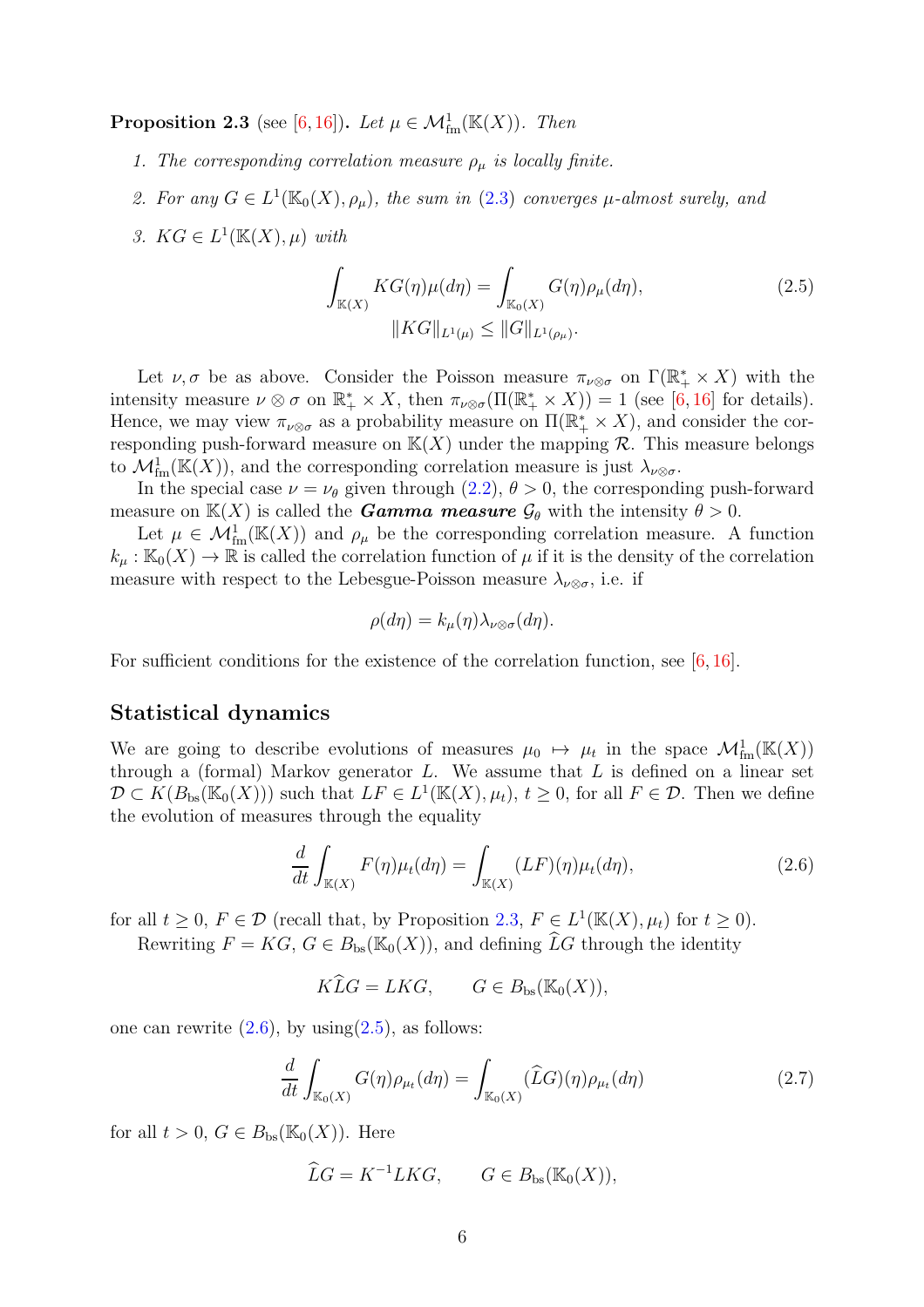**Proposition 2.3** (see [6,16]). *Let $\mu \in \mathcal{M}^1_{\rm fm}(\mathbb{K}(X))$. Then*

1. *The corresponding correlation measure $\rho_\mu$ is locally finite.*
2. *For any $G \in L^1(\mathbb{K}_0(X), \rho_\mu)$, the sum in (2.3) converges $\mu$-almost surely, and*
3. *$KG \in L^1(\mathbb{K}(X), \mu)$ with*

$$\int_{\mathbb{K}(X)} KG(\eta)\mu(d\eta) = \int_{\mathbb{K}_0(X)} G(\eta)\rho_\mu(d\eta), \tag{2.5}$$
$$\|KG\|_{L^1(\mu)} \le \|G\|_{L^1(\rho_\mu)}.$$

Let $\nu, \sigma$ be as above. Consider the Poisson measure $\pi_{\nu\otimes\sigma}$ on $\Gamma(\mathbb{R}^*_+ \times X)$ with the intensity measure $\nu \otimes \sigma$ on $\mathbb{R}^*_+ \times X$, then $\pi_{\nu\otimes\sigma}(\Pi(\mathbb{R}^*_+ \times X)) = 1$ (see [6,16] for details). Hence, we may view $\pi_{\nu\otimes\sigma}$ as a probability measure on $\Pi(\mathbb{R}^*_+ \times X)$, and consider the corresponding push-forward measure on $\mathbb{K}(X)$ under the mapping $\mathcal{R}$. This measure belongs to $\mathcal{M}^1_{\rm fm}(\mathbb{K}(X))$, and the corresponding correlation measure is just $\lambda_{\nu\otimes\sigma}$.

In the special case $\nu = \nu_\theta$ given through (2.2), $\theta > 0$, the corresponding push-forward measure on $\mathbb{K}(X)$ is called the ***Gamma measure*** $\mathcal{G}_\theta$ with the intensity $\theta > 0$.

Let $\mu \in \mathcal{M}^1_{\rm fm}(\mathbb{K}(X))$ and $\rho_\mu$ be the corresponding correlation measure. A function $k_\mu : \mathbb{K}_0(X) \to \mathbb{R}$ is called the correlation function of $\mu$ if it is the density of the correlation measure with respect to the Lebesgue-Poisson measure $\lambda_{\nu\otimes\sigma}$, i.e. if

$$\rho(d\eta) = k_\mu(\eta)\lambda_{\nu\otimes\sigma}(d\eta).$$

For sufficient conditions for the existence of the correlation function, see [6,16].

## Statistical dynamics

We are going to describe evolutions of measures $\mu_0 \mapsto \mu_t$ in the space $\mathcal{M}^1_{\rm fm}(\mathbb{K}(X))$ through a (formal) Markov generator $L$. We assume that $L$ is defined on a linear set $\mathcal{D} \subset K(B_{\rm bs}(\mathbb{K}_0(X)))$ such that $LF \in L^1(\mathbb{K}(X), \mu_t)$, $t \ge 0$, for all $F \in \mathcal{D}$. Then we define the evolution of measures through the equality

$$\frac{d}{dt}\int_{\mathbb{K}(X)} F(\eta)\mu_t(d\eta) = \int_{\mathbb{K}(X)} (LF)(\eta)\mu_t(d\eta), \tag{2.6}$$

for all $t \ge 0$, $F \in \mathcal{D}$ (recall that, by Proposition 2.3, $F \in L^1(\mathbb{K}(X), \mu_t)$ for $t \ge 0$).

Rewriting $F = KG$, $G \in B_{\rm bs}(\mathbb{K}_0(X))$, and defining $\widehat{L}G$ through the identity

$$K\widehat{L}G = LKG, \qquad G \in B_{\rm bs}(\mathbb{K}_0(X)),$$

one can rewrite (2.6), by using(2.5), as follows:

$$\frac{d}{dt}\int_{\mathbb{K}_0(X)} G(\eta)\rho_{\mu_t}(d\eta) = \int_{\mathbb{K}_0(X)} (\widehat{L}G)(\eta)\rho_{\mu_t}(d\eta) \tag{2.7}$$

for all $t > 0$, $G \in B_{\rm bs}(\mathbb{K}_0(X))$. Here

$$\widehat{L}G = K^{-1}LKG, \qquad G \in B_{\rm bs}(\mathbb{K}_0(X)),$$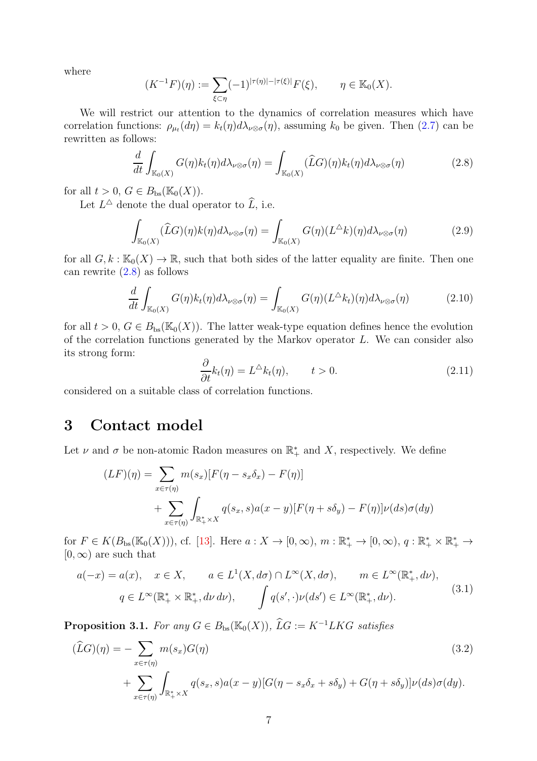where

$$(K^{-1}F)(\eta) := \sum_{\xi \subset \eta} (-1)^{|\tau(\eta)|-|\tau(\xi)|} F(\xi), \qquad \eta \in \mathbb{K}_0(X).$$

We will restrict our attention to the dynamics of correlation measures which have correlation functions: $\rho_{\mu_t}(d\eta) = k_t(\eta) d\lambda_{\nu\otimes\sigma}(\eta)$, assuming $k_0$ be given. Then (2.7) can be rewritten as follows:

$$\frac{d}{dt} \int_{\mathbb{K}_0(X)} G(\eta) k_t(\eta) d\lambda_{\nu\otimes\sigma}(\eta) = \int_{\mathbb{K}_0(X)} (\widehat{L}G)(\eta) k_t(\eta) d\lambda_{\nu\otimes\sigma}(\eta) \tag{2.8}$$

for all $t > 0$, $G \in B_{\rm bs}(\mathbb{K}_0(X))$.

Let $L^\triangle$ denote the dual operator to $\widehat{L}$, i.e.

$$\int_{\mathbb{K}_0(X)} (\widehat{L}G)(\eta) k(\eta) d\lambda_{\nu\otimes\sigma}(\eta) = \int_{\mathbb{K}_0(X)} G(\eta) (L^\triangle k)(\eta) d\lambda_{\nu\otimes\sigma}(\eta) \tag{2.9}$$

for all $G, k : \mathbb{K}_0(X) \to \mathbb{R}$, such that both sides of the latter equality are finite. Then one can rewrite (2.8) as follows

$$\frac{d}{dt} \int_{\mathbb{K}_0(X)} G(\eta) k_t(\eta) d\lambda_{\nu\otimes\sigma}(\eta) = \int_{\mathbb{K}_0(X)} G(\eta) (L^\triangle k_t)(\eta) d\lambda_{\nu\otimes\sigma}(\eta) \tag{2.10}$$

for all $t > 0$, $G \in B_{\rm bs}(\mathbb{K}_0(X))$. The latter weak-type equation defines hence the evolution of the correlation functions generated by the Markov operator $L$. We can consider also its strong form:

$$\frac{\partial}{\partial t} k_t(\eta) = L^\triangle k_t(\eta), \qquad t > 0. \tag{2.11}$$

considered on a suitable class of correlation functions.

# 3 Contact model

Let $\nu$ and $\sigma$ be non-atomic Radon measures on $\mathbb{R}_+^*$ and $X$, respectively. We define

$$\begin{aligned}(LF)(\eta) = &\sum_{x\in\tau(\eta)} m(s_x)[F(\eta - s_x\delta_x) - F(\eta)] \\ &+ \sum_{x\in\tau(\eta)} \int_{\mathbb{R}_+^*\times X} q(s_x, s) a(x-y)[F(\eta + s\delta_y) - F(\eta)] \nu(ds)\sigma(dy)\end{aligned}$$

for $F \in K(B_{\rm bs}(\mathbb{K}_0(X)))$, cf. [13]. Here $a : X \to [0, \infty)$, $m : \mathbb{R}_+^* \to [0, \infty)$, $q : \mathbb{R}_+^* \times \mathbb{R}_+^* \to [0, \infty)$ are such that

$$\begin{aligned} &a(-x) = a(x), \quad x \in X, \qquad a \in L^1(X, d\sigma) \cap L^\infty(X, d\sigma), \qquad m \in L^\infty(\mathbb{R}_+^*, d\nu), \\ &\qquad q \in L^\infty(\mathbb{R}_+^* \times \mathbb{R}_+^*, d\nu\, d\nu), \qquad \int q(s', \cdot)\nu(ds') \in L^\infty(\mathbb{R}_+^*, d\nu). \end{aligned} \tag{3.1}$$

**Proposition 3.1.** *For any $G \in B_{\rm bs}(\mathbb{K}_0(X))$, $\widehat{L}G := K^{-1}LKG$ satisfies*

$$\begin{aligned}(\widehat{L}G)(\eta) = &- \sum_{x\in\tau(\eta)} m(s_x) G(\eta) \\ &+ \sum_{x\in\tau(\eta)} \int_{\mathbb{R}_+^*\times X} q(s_x, s) a(x-y)[G(\eta - s_x\delta_x + s\delta_y) + G(\eta + s\delta_y)] \nu(ds)\sigma(dy).\end{aligned} \tag{3.2}$$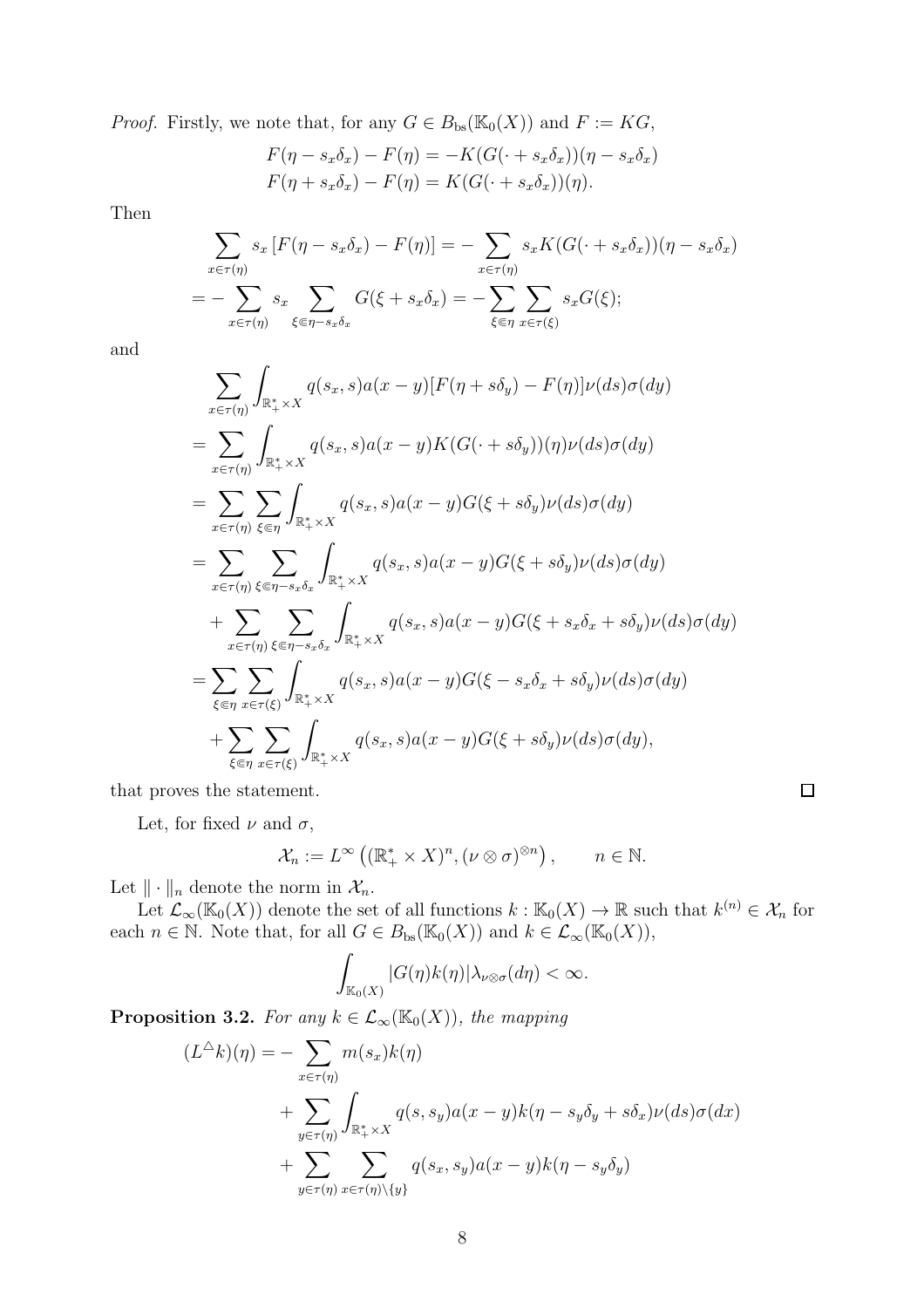*Proof.* Firstly, we note that, for any $G \in B_{\mathrm{bs}}(\mathbb{K}_0(X))$ and $F := KG$,

$$F(\eta - s_x\delta_x) - F(\eta) = -K(G(\cdot + s_x\delta_x))(\eta - s_x\delta_x)$$
$$F(\eta + s_x\delta_x) - F(\eta) = K(G(\cdot + s_x\delta_x))(\eta).$$

Then

$$\sum_{x\in\tau(\eta)} s_x \left[F(\eta - s_x\delta_x) - F(\eta)\right] = -\sum_{x\in\tau(\eta)} s_x K(G(\cdot + s_x\delta_x))(\eta - s_x\delta_x)$$
$$= -\sum_{x\in\tau(\eta)} s_x \sum_{\xi\Subset\eta - s_x\delta_x} G(\xi + s_x\delta_x) = -\sum_{\xi\Subset\eta}\sum_{x\in\tau(\xi)} s_x G(\xi);$$

and

$$\sum_{x\in\tau(\eta)} \int_{\mathbb{R}_+^*\times X} q(s_x,s)a(x-y)[F(\eta + s\delta_y) - F(\eta)]\nu(ds)\sigma(dy)$$
$$= \sum_{x\in\tau(\eta)} \int_{\mathbb{R}_+^*\times X} q(s_x,s)a(x-y)K(G(\cdot + s\delta_y))(\eta)\nu(ds)\sigma(dy)$$
$$= \sum_{x\in\tau(\eta)} \sum_{\xi\Subset\eta} \int_{\mathbb{R}_+^*\times X} q(s_x,s)a(x-y)G(\xi + s\delta_y)\nu(ds)\sigma(dy)$$
$$= \sum_{x\in\tau(\eta)} \sum_{\xi\Subset\eta - s_x\delta_x} \int_{\mathbb{R}_+^*\times X} q(s_x,s)a(x-y)G(\xi + s\delta_y)\nu(ds)\sigma(dy)$$
$$+ \sum_{x\in\tau(\eta)} \sum_{\xi\Subset\eta - s_x\delta_x} \int_{\mathbb{R}_+^*\times X} q(s_x,s)a(x-y)G(\xi + s_x\delta_x + s\delta_y)\nu(ds)\sigma(dy)$$
$$= \sum_{\xi\Subset\eta} \sum_{x\in\tau(\xi)} \int_{\mathbb{R}_+^*\times X} q(s_x,s)a(x-y)G(\xi - s_x\delta_x + s\delta_y)\nu(ds)\sigma(dy)$$
$$+ \sum_{\xi\Subset\eta} \sum_{x\in\tau(\xi)} \int_{\mathbb{R}_+^*\times X} q(s_x,s)a(x-y)G(\xi + s\delta_y)\nu(ds)\sigma(dy),$$

that proves the statement. $\square$

Let, for fixed $\nu$ and $\sigma$,

$$\mathcal{X}_n := L^\infty\left((\mathbb{R}_+^*\times X)^n, (\nu\otimes\sigma)^{\otimes n}\right), \qquad n\in\mathbb{N}.$$

Let $\|\cdot\|_n$ denote the norm in $\mathcal{X}_n$.

Let $\mathcal{L}_\infty(\mathbb{K}_0(X))$ denote the set of all functions $k : \mathbb{K}_0(X) \to \mathbb{R}$ such that $k^{(n)} \in \mathcal{X}_n$ for each $n \in \mathbb{N}$. Note that, for all $G \in B_{\mathrm{bs}}(\mathbb{K}_0(X))$ and $k \in \mathcal{L}_\infty(\mathbb{K}_0(X))$,

$$\int_{\mathbb{K}_0(X)} |G(\eta)k(\eta)|\lambda_{\nu\otimes\sigma}(d\eta) < \infty.$$

**Proposition 3.2.** *For any $k \in \mathcal{L}_\infty(\mathbb{K}_0(X))$, the mapping*

$$(L^\triangle k)(\eta) = -\sum_{x\in\tau(\eta)} m(s_x)k(\eta)$$
$$+ \sum_{y\in\tau(\eta)} \int_{\mathbb{R}_+^*\times X} q(s,s_y)a(x-y)k(\eta - s_y\delta_y + s\delta_x)\nu(ds)\sigma(dx)$$
$$+ \sum_{y\in\tau(\eta)} \sum_{x\in\tau(\eta)\setminus\{y\}} q(s_x,s_y)a(x-y)k(\eta - s_y\delta_y)$$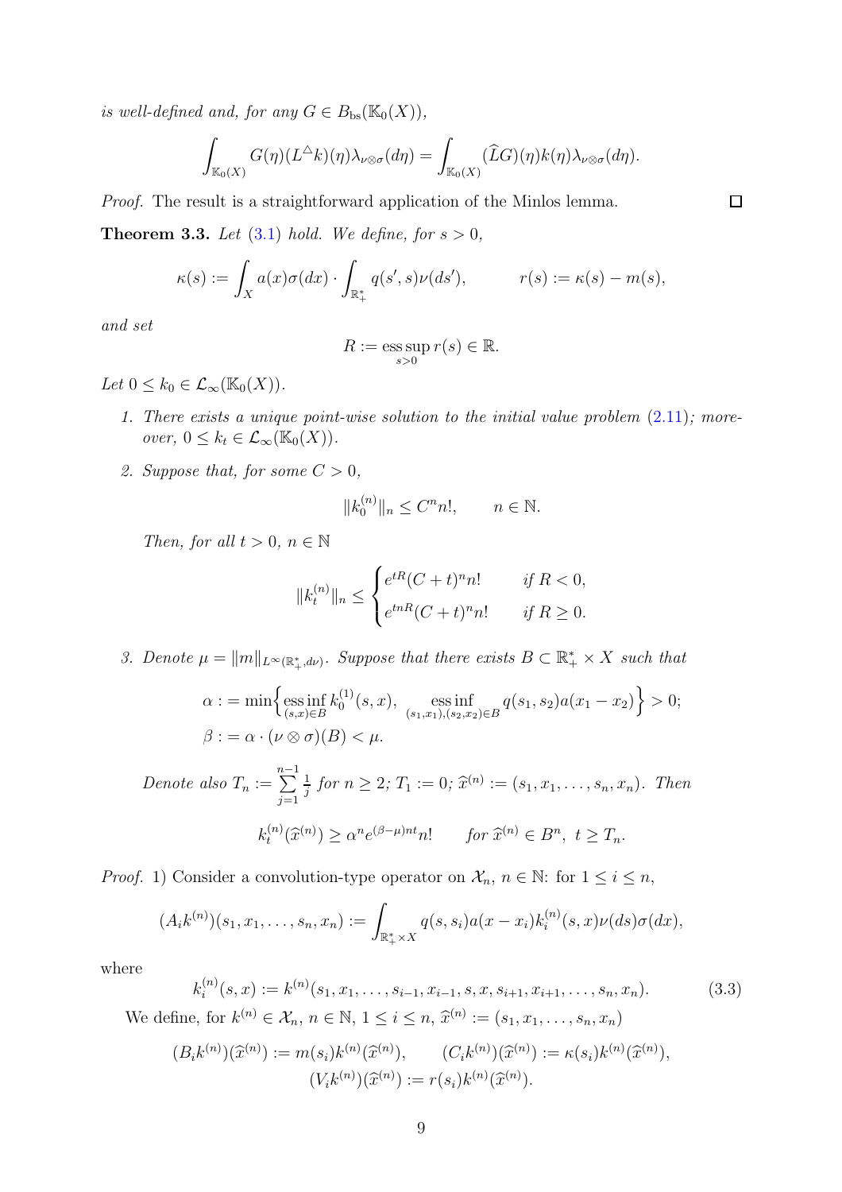*is well-defined and, for any* $G \in B_{\mathrm{bs}}(\mathbb{K}_0(X))$,

$$\int_{\mathbb{K}_0(X)} G(\eta)(L^{\triangle}k)(\eta)\lambda_{\nu\otimes\sigma}(d\eta) = \int_{\mathbb{K}_0(X)} (\widehat{L}G)(\eta)k(\eta)\lambda_{\nu\otimes\sigma}(d\eta).$$

*Proof.* The result is a straightforward application of the Minlos lemma. $\square$

**Theorem 3.3.** *Let* (3.1) *hold. We define, for* $s > 0$,

$$\kappa(s) := \int_X a(x)\sigma(dx) \cdot \int_{\mathbb{R}_+^*} q(s', s)\nu(ds'), \qquad r(s) := \kappa(s) - m(s),$$

*and set*

$$R := \operatorname*{ess\,sup}_{s>0} r(s) \in \mathbb{R}.$$

*Let* $0 \leq k_0 \in \mathcal{L}_\infty(\mathbb{K}_0(X))$.

1. *There exists a unique point-wise solution to the initial value problem* (2.11)*; moreover,* $0 \leq k_t \in \mathcal{L}_\infty(\mathbb{K}_0(X))$.

2. *Suppose that, for some* $C > 0$,

$$\|k_0^{(n)}\|_n \leq C^n n!, \qquad n \in \mathbb{N}.$$

*Then, for all* $t > 0$, $n \in \mathbb{N}$

$$\|k_t^{(n)}\|_n \leq \begin{cases} e^{tR}(C+t)^n n! & \text{if } R < 0, \\ e^{tnR}(C+t)^n n! & \text{if } R \geq 0. \end{cases}$$

3. *Denote* $\mu = \|m\|_{L^\infty(\mathbb{R}_+^*, d\nu)}$. *Suppose that there exists* $B \subset \mathbb{R}_+^* \times X$ *such that*

$$\begin{aligned}
\alpha :&= \min\Bigl\{ \operatorname*{ess\,inf}_{(s,x)\in B} k_0^{(1)}(s,x), \ \operatorname*{ess\,inf}_{(s_1,x_1),(s_2,x_2)\in B} q(s_1,s_2)a(x_1-x_2) \Bigr\} > 0; \\
\beta :&= \alpha \cdot (\nu\otimes\sigma)(B) < \mu.
\end{aligned}$$

*Denote also* $T_n := \sum_{j=1}^{n-1} \frac{1}{j}$ *for* $n \geq 2$; $T_1 := 0$; $\widehat{x}^{(n)} := (s_1, x_1, \ldots, s_n, x_n)$. *Then*

$$k_t^{(n)}(\widehat{x}^{(n)}) \geq \alpha^n e^{(\beta-\mu)nt} n! \qquad \text{for } \widehat{x}^{(n)} \in B^n, \ t \geq T_n.$$

*Proof.* 1) Consider a convolution-type operator on $\mathcal{X}_n$, $n \in \mathbb{N}$: for $1 \leq i \leq n$,

$$(A_i k^{(n)})(s_1, x_1, \ldots, s_n, x_n) := \int_{\mathbb{R}_+^*\times X} q(s, s_i)a(x - x_i)k_i^{(n)}(s, x)\nu(ds)\sigma(dx),$$

where

$$k_i^{(n)}(s,x) := k^{(n)}(s_1, x_1, \ldots, s_{i-1}, x_{i-1}, s, x, s_{i+1}, x_{i+1}, \ldots, s_n, x_n). \tag{3.3}$$

We define, for $k^{(n)} \in \mathcal{X}_n$, $n \in \mathbb{N}$, $1 \leq i \leq n$, $\widehat{x}^{(n)} := (s_1, x_1, \ldots, s_n, x_n)$

$$(B_i k^{(n)})(\widehat{x}^{(n)}) := m(s_i)k^{(n)}(\widehat{x}^{(n)}), \qquad (C_i k^{(n)})(\widehat{x}^{(n)}) := \kappa(s_i)k^{(n)}(\widehat{x}^{(n)}),$$
$$(V_i k^{(n)})(\widehat{x}^{(n)}) := r(s_i)k^{(n)}(\widehat{x}^{(n)}).$$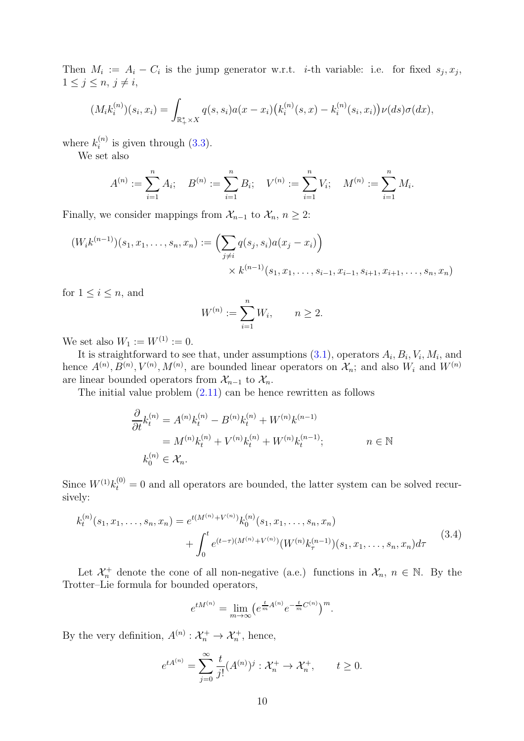Then $M_i := A_i - C_i$ is the jump generator w.r.t. $i$-th variable: i.e. for fixed $s_j, x_j$, $1 \le j \le n$, $j \ne i$,

$$(M_i k_i^{(n)})(s_i, x_i) = \int_{\mathbb{R}_+^* \times X} q(s, s_i) a(x - x_i)\big(k_i^{(n)}(s, x) - k_i^{(n)}(s_i, x_i)\big)\nu(ds)\sigma(dx),$$

where $k_i^{(n)}$ is given through (3.3).

We set also

$$A^{(n)} := \sum_{i=1}^{n} A_i; \quad B^{(n)} := \sum_{i=1}^{n} B_i; \quad V^{(n)} := \sum_{i=1}^{n} V_i; \quad M^{(n)} := \sum_{i=1}^{n} M_i.$$

Finally, we consider mappings from $\mathcal{X}_{n-1}$ to $\mathcal{X}_n$, $n \ge 2$:

$$(W_i k^{(n-1)})(s_1, x_1, \ldots, s_n, x_n) := \Big(\sum_{j \ne i} q(s_j, s_i) a(x_j - x_i)\Big) \times k^{(n-1)}(s_1, x_1, \ldots, s_{i-1}, x_{i-1}, s_{i+1}, x_{i+1}, \ldots, s_n, x_n)$$

for $1 \le i \le n$, and

$$W^{(n)} := \sum_{i=1}^{n} W_i, \qquad n \ge 2.$$

We set also $W_1 := W^{(1)} := 0$.

It is straightforward to see that, under assumptions (3.1), operators $A_i, B_i, V_i, M_i$, and hence $A^{(n)}, B^{(n)}, V^{(n)}, M^{(n)}$, are bounded linear operators on $\mathcal{X}_n$; and also $W_i$ and $W^{(n)}$ are linear bounded operators from $\mathcal{X}_{n-1}$ to $\mathcal{X}_n$.

The initial value problem (2.11) can be hence rewritten as follows

$$\begin{aligned}
\frac{\partial}{\partial t} k_t^{(n)} &= A^{(n)} k_t^{(n)} - B^{(n)} k_t^{(n)} + W^{(n)} k^{(n-1)} \\
&= M^{(n)} k_t^{(n)} + V^{(n)} k_t^{(n)} + W^{(n)} k_t^{(n-1)}; \qquad\qquad n \in \mathbb{N} \\
k_0^{(n)} &\in \mathcal{X}_n.
\end{aligned}$$

Since $W^{(1)} k_t^{(0)} = 0$ and all operators are bounded, the latter system can be solved recursively:

$$\begin{aligned}
k_t^{(n)}(s_1, x_1, \ldots, s_n, x_n) &= e^{t(M^{(n)} + V^{(n)})} k_0^{(n)}(s_1, x_1, \ldots, s_n, x_n) \\
&\quad + \int_0^t e^{(t-\tau)(M^{(n)} + V^{(n)})} (W^{(n)} k_\tau^{(n-1)})(s_1, x_1, \ldots, s_n, x_n) d\tau
\end{aligned} \tag{3.4}$$

Let $\mathcal{X}_n^+$ denote the cone of all non-negative (a.e.) functions in $\mathcal{X}_n$, $n \in \mathbb{N}$. By the Trotter–Lie formula for bounded operators,

$$e^{tM^{(n)}} = \lim_{m \to \infty} \big(e^{\frac{t}{m} A^{(n)}} e^{-\frac{t}{m} C^{(n)}}\big)^m.$$

By the very definition, $A^{(n)} : \mathcal{X}_n^+ \to \mathcal{X}_n^+$, hence,

$$e^{tA^{(n)}} = \sum_{j=0}^{\infty} \frac{t}{j!} (A^{(n)})^j : \mathcal{X}_n^+ \to \mathcal{X}_n^+, \qquad t \ge 0.$$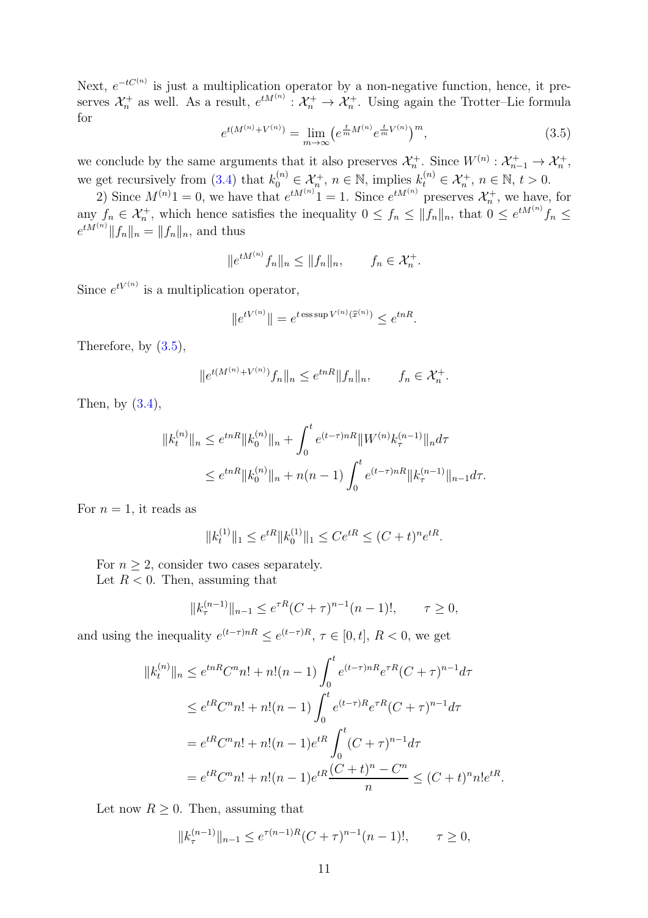Next, $e^{-tC^{(n)}}$ is just a multiplication operator by a non-negative function, hence, it preserves $\mathcal{X}_n^+$ as well. As a result, $e^{tM^{(n)}} : \mathcal{X}_n^+ \to \mathcal{X}_n^+$. Using again the Trotter–Lie formula for

$$e^{t(M^{(n)}+V^{(n)})} = \lim_{m\to\infty} \left(e^{\frac{t}{m}M^{(n)}} e^{\frac{t}{m}V^{(n)}}\right)^m, \tag{3.5}$$

we conclude by the same arguments that it also preserves $\mathcal{X}_n^+$. Since $W^{(n)} : \mathcal{X}_{n-1}^+ \to \mathcal{X}_n^+$, we get recursively from (3.4) that $k_0^{(n)} \in \mathcal{X}_n^+$, $n \in \mathbb{N}$, implies $k_t^{(n)} \in \mathcal{X}_n^+$, $n \in \mathbb{N}$, $t > 0$.

2) Since $M^{(n)}1 = 0$, we have that $e^{tM^{(n)}}1 = 1$. Since $e^{tM^{(n)}}$ preserves $\mathcal{X}_n^+$, we have, for any $f_n \in \mathcal{X}_n^+$, which hence satisfies the inequality $0 \le f_n \le \|f_n\|_n$, that $0 \le e^{tM^{(n)}} f_n \le e^{tM^{(n)}} \|f_n\|_n = \|f_n\|_n$, and thus

$$\|e^{tM^{(n)}} f_n\|_n \le \|f_n\|_n, \qquad f_n \in \mathcal{X}_n^+.$$

Since $e^{tV^{(n)}}$ is a multiplication operator,

$$\|e^{tV^{(n)}}\| = e^{t \operatorname{ess\,sup} V^{(n)}(\widehat{x}^{(n)})} \le e^{tnR}.$$

Therefore, by (3.5),

$$\|e^{t(M^{(n)}+V^{(n)})} f_n\|_n \le e^{tnR} \|f_n\|_n, \qquad f_n \in \mathcal{X}_n^+.$$

Then, by (3.4),

$$\begin{aligned}
\|k_t^{(n)}\|_n &\le e^{tnR} \|k_0^{(n)}\|_n + \int_0^t e^{(t-\tau)nR} \|W^{(n)} k_\tau^{(n-1)}\|_n d\tau \\
&\le e^{tnR} \|k_0^{(n)}\|_n + n(n-1) \int_0^t e^{(t-\tau)nR} \|k_\tau^{(n-1)}\|_{n-1} d\tau.
\end{aligned}$$

For $n = 1$, it reads as

$$\|k_t^{(1)}\|_1 \le e^{tR} \|k_0^{(1)}\|_1 \le C e^{tR} \le (C+t)^n e^{tR}.$$

For $n \ge 2$, consider two cases separately.

Let $R < 0$. Then, assuming that

$$\|k_\tau^{(n-1)}\|_{n-1} \le e^{\tau R} (C+\tau)^{n-1} (n-1)!, \qquad \tau \ge 0,$$

and using the inequality $e^{(t-\tau)nR} \le e^{(t-\tau)R}$, $\tau \in [0,t]$, $R < 0$, we get

$$\begin{aligned}
\|k_t^{(n)}\|_n &\le e^{tnR} C^n n! + n!(n-1) \int_0^t e^{(t-\tau)nR} e^{\tau R} (C+\tau)^{n-1} d\tau \\
&\le e^{tR} C^n n! + n!(n-1) \int_0^t e^{(t-\tau)R} e^{\tau R} (C+\tau)^{n-1} d\tau \\
&= e^{tR} C^n n! + n!(n-1) e^{tR} \int_0^t (C+\tau)^{n-1} d\tau \\
&= e^{tR} C^n n! + n!(n-1) e^{tR} \frac{(C+t)^n - C^n}{n} \le (C+t)^n n! e^{tR}.
\end{aligned}$$

Let now $R \ge 0$. Then, assuming that

$$\|k_\tau^{(n-1)}\|_{n-1} \le e^{\tau(n-1)R} (C+\tau)^{n-1} (n-1)!, \qquad \tau \ge 0,$$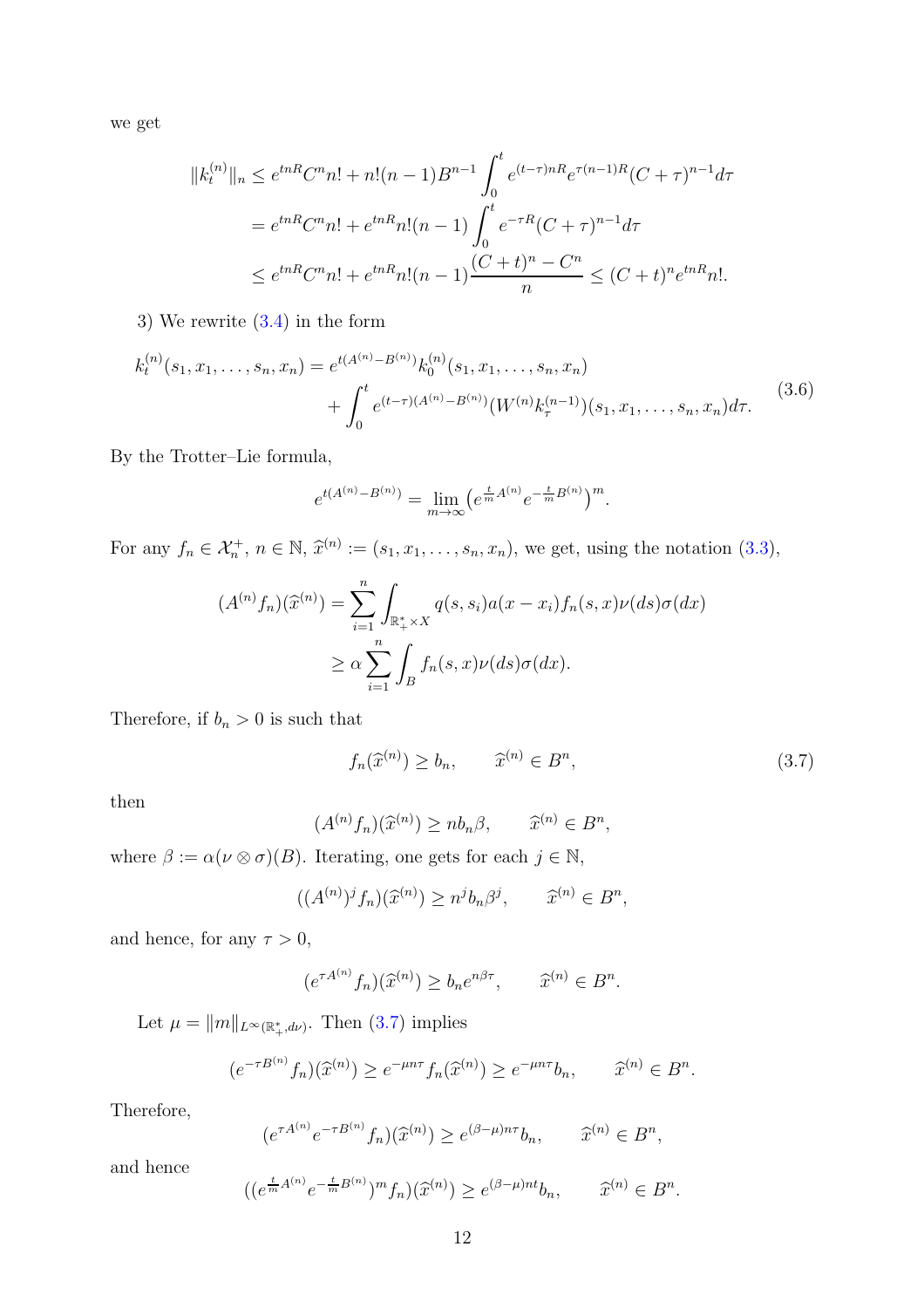we get

$$
\begin{aligned}
\|k_t^{(n)}\|_n &\le e^{tnR} C^n n! + n!(n-1)B^{n-1} \int_0^t e^{(t-\tau)nR} e^{\tau(n-1)R} (C+\tau)^{n-1} d\tau \\
&= e^{tnR} C^n n! + e^{tnR} n!(n-1) \int_0^t e^{-\tau R} (C+\tau)^{n-1} d\tau \\
&\le e^{tnR} C^n n! + e^{tnR} n!(n-1) \frac{(C+t)^n - C^n}{n} \le (C+t)^n e^{tnR} n!.
\end{aligned}
$$

3) We rewrite (3.4) in the form

$$
\begin{aligned}
k_t^{(n)}(s_1, x_1, \ldots, s_n, x_n) &= e^{t(A^{(n)} - B^{(n)})} k_0^{(n)}(s_1, x_1, \ldots, s_n, x_n) \\
&\quad + \int_0^t e^{(t-\tau)(A^{(n)} - B^{(n)})} (W^{(n)} k_\tau^{(n-1)})(s_1, x_1, \ldots, s_n, x_n) d\tau.
\end{aligned}
\tag{3.6}
$$

By the Trotter–Lie formula,

$$
e^{t(A^{(n)} - B^{(n)})} = \lim_{m \to \infty} \left( e^{\frac{t}{m} A^{(n)}} e^{-\frac{t}{m} B^{(n)}} \right)^m.
$$

For any $f_n \in \mathcal{X}_n^+$, $n \in \mathbb{N}$, $\widehat{x}^{(n)} := (s_1, x_1, \ldots, s_n, x_n)$, we get, using the notation (3.3),

$$
\begin{aligned}
(A^{(n)} f_n)(\widehat{x}^{(n)}) &= \sum_{i=1}^n \int_{\mathbb{R}_+^* \times X} q(s, s_i) a(x - x_i) f_n(s, x) \nu(ds) \sigma(dx) \\
&\ge \alpha \sum_{i=1}^n \int_B f_n(s, x) \nu(ds) \sigma(dx).
\end{aligned}
$$

Therefore, if $b_n > 0$ is such that

$$
f_n(\widehat{x}^{(n)}) \ge b_n, \qquad \widehat{x}^{(n)} \in B^n,
\tag{3.7}
$$

then

$$
(A^{(n)} f_n)(\widehat{x}^{(n)}) \ge n b_n \beta, \qquad \widehat{x}^{(n)} \in B^n,
$$

where $\beta := \alpha(\nu \otimes \sigma)(B)$. Iterating, one gets for each $j \in \mathbb{N}$,

$$
((A^{(n)})^j f_n)(\widehat{x}^{(n)}) \ge n^j b_n \beta^j, \qquad \widehat{x}^{(n)} \in B^n,
$$

and hence, for any $\tau > 0$,

$$
(e^{\tau A^{(n)}} f_n)(\widehat{x}^{(n)}) \ge b_n e^{n\beta\tau}, \qquad \widehat{x}^{(n)} \in B^n.
$$

Let $\mu = \|m\|_{L^\infty(\mathbb{R}_+^*, d\nu)}$. Then (3.7) implies

$$
(e^{-\tau B^{(n)}} f_n)(\widehat{x}^{(n)}) \ge e^{-\mu n \tau} f_n(\widehat{x}^{(n)}) \ge e^{-\mu n \tau} b_n, \qquad \widehat{x}^{(n)} \in B^n.
$$

Therefore,

$$
(e^{\tau A^{(n)}} e^{-\tau B^{(n)}} f_n)(\widehat{x}^{(n)}) \ge e^{(\beta - \mu) n \tau} b_n, \qquad \widehat{x}^{(n)} \in B^n,
$$

and hence

$$
((e^{\frac{t}{m} A^{(n)}} e^{-\frac{t}{m} B^{(n)}})^m f_n)(\widehat{x}^{(n)}) \ge e^{(\beta - \mu) n t} b_n, \qquad \widehat{x}^{(n)} \in B^n.
$$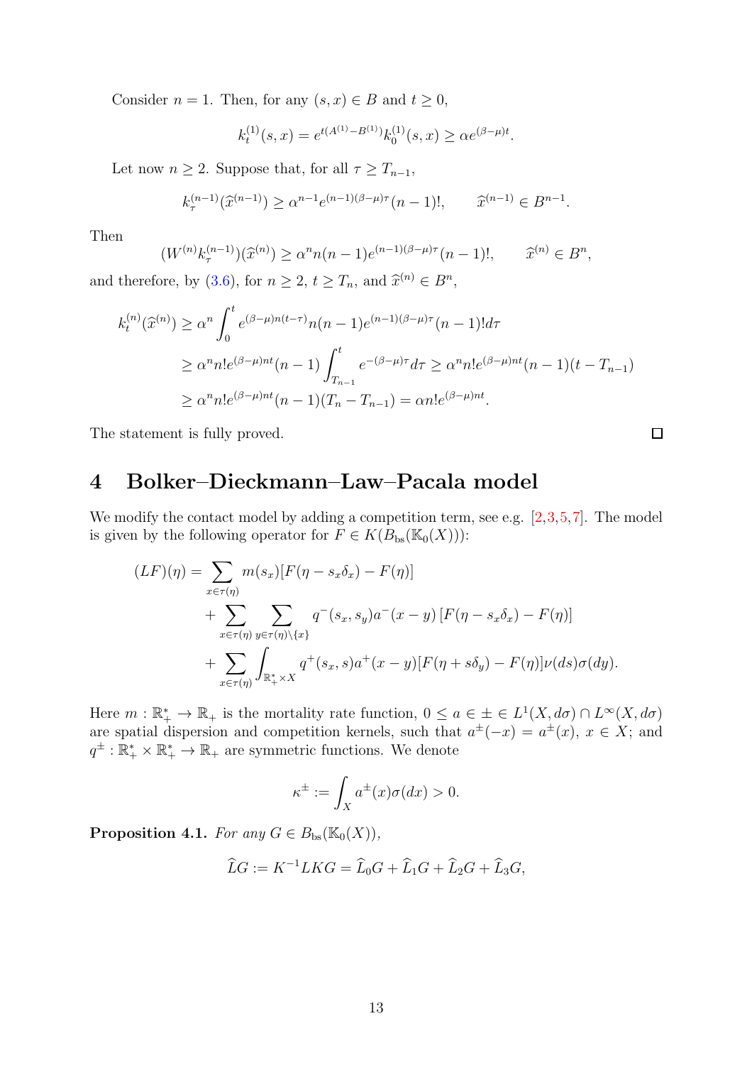Consider $n = 1$. Then, for any $(s, x) \in B$ and $t \geq 0$,

$$k_t^{(1)}(s,x) = e^{t(A^{(1)} - B^{(1)})} k_0^{(1)}(s,x) \geq \alpha e^{(\beta-\mu)t}.$$

Let now $n \geq 2$. Suppose that, for all $\tau \geq T_{n-1}$,

$$k_\tau^{(n-1)}(\widehat{x}^{(n-1)}) \geq \alpha^{n-1} e^{(n-1)(\beta-\mu)\tau}(n-1)!, \qquad \widehat{x}^{(n-1)} \in B^{n-1}.$$

Then

$$(W^{(n)} k_\tau^{(n-1)})(\widehat{x}^{(n)}) \geq \alpha^n n(n-1) e^{(n-1)(\beta-\mu)\tau}(n-1)!, \qquad \widehat{x}^{(n)} \in B^n,$$

and therefore, by (3.6), for $n \geq 2$, $t \geq T_n$, and $\widehat{x}^{(n)} \in B^n$,

$$\begin{aligned}
k_t^{(n)}(\widehat{x}^{(n)}) &\geq \alpha^n \int_0^t e^{(\beta-\mu)n(t-\tau)} n(n-1) e^{(n-1)(\beta-\mu)\tau}(n-1)! d\tau \\
&\geq \alpha^n n! e^{(\beta-\mu)nt}(n-1) \int_{T_{n-1}}^t e^{-(\beta-\mu)\tau} d\tau \geq \alpha^n n! e^{(\beta-\mu)nt}(n-1)(t - T_{n-1}) \\
&\geq \alpha^n n! e^{(\beta-\mu)nt}(n-1)(T_n - T_{n-1}) = \alpha n! e^{(\beta-\mu)nt}.
\end{aligned}$$

The statement is fully proved. □

# 4 Bolker–Dieckmann–Law–Pacala model

We modify the contact model by adding a competition term, see e.g. [2,3,5,7]. The model is given by the following operator for $F \in K(B_{\mathrm{bs}}(\mathbb{K}_0(X)))$:

$$\begin{aligned}
(LF)(\eta) = &\sum_{x \in \tau(\eta)} m(s_x)[F(\eta - s_x\delta_x) - F(\eta)] \\
&+ \sum_{x \in \tau(\eta)} \sum_{y \in \tau(\eta)\setminus\{x\}} q^-(s_x, s_y) a^-(x-y) \left[F(\eta - s_x\delta_x) - F(\eta)\right] \\
&+ \sum_{x \in \tau(\eta)} \int_{\mathbb{R}_+^* \times X} q^+(s_x, s) a^+(x-y)[F(\eta + s\delta_y) - F(\eta)] \nu(ds)\sigma(dy).
\end{aligned}$$

Here $m : \mathbb{R}_+^* \to \mathbb{R}_+$ is the mortality rate function, $0 \leq a \in \pm \in L^1(X, d\sigma) \cap L^\infty(X, d\sigma)$ are spatial dispersion and competition kernels, such that $a^\pm(-x) = a^\pm(x)$, $x \in X$; and $q^\pm : \mathbb{R}_+^* \times \mathbb{R}_+^* \to \mathbb{R}_+$ are symmetric functions. We denote

$$\kappa^\pm := \int_X a^\pm(x)\sigma(dx) > 0.$$

**Proposition 4.1.** *For any $G \in B_{\mathrm{bs}}(\mathbb{K}_0(X))$,*

$$\widehat{L}G := K^{-1}LKG = \widehat{L}_0 G + \widehat{L}_1 G + \widehat{L}_2 G + \widehat{L}_3 G,$$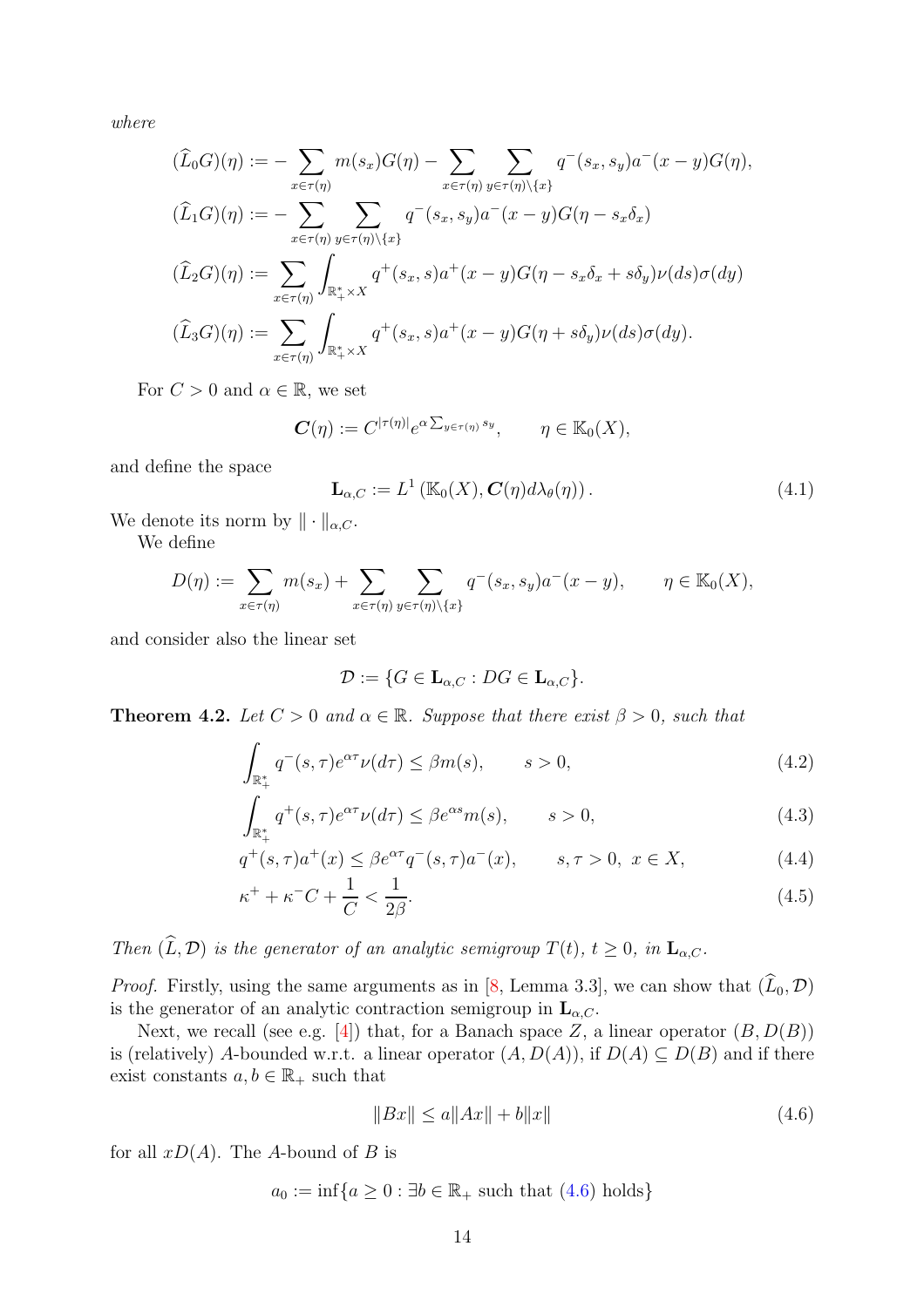*where*

$$
\begin{aligned}
(\widehat{L}_0 G)(\eta) &:= -\sum_{x\in\tau(\eta)} m(s_x) G(\eta) - \sum_{x\in\tau(\eta)} \sum_{y\in\tau(\eta)\setminus\{x\}} q^-(s_x,s_y) a^-(x-y) G(\eta),\\
(\widehat{L}_1 G)(\eta) &:= -\sum_{x\in\tau(\eta)} \sum_{y\in\tau(\eta)\setminus\{x\}} q^-(s_x,s_y) a^-(x-y) G(\eta - s_x\delta_x)\\
(\widehat{L}_2 G)(\eta) &:= \sum_{x\in\tau(\eta)} \int_{\mathbb{R}_+^*\times X} q^+(s_x,s) a^+(x-y) G(\eta - s_x\delta_x + s\delta_y)\nu(ds)\sigma(dy)\\
(\widehat{L}_3 G)(\eta) &:= \sum_{x\in\tau(\eta)} \int_{\mathbb{R}_+^*\times X} q^+(s_x,s) a^+(x-y) G(\eta + s\delta_y)\nu(ds)\sigma(dy).
\end{aligned}
$$

For $C > 0$ and $\alpha \in \mathbb{R}$, we set

$$
\boldsymbol{C}(\eta) := C^{|\tau(\eta)|} e^{\alpha \sum_{y\in\tau(\eta)} s_y}, \qquad \eta \in \mathbb{K}_0(X),
$$

and define the space

$$
\mathbf{L}_{\alpha,C} := L^1\left(\mathbb{K}_0(X), \boldsymbol{C}(\eta) d\lambda_\theta(\eta)\right). \tag{4.1}
$$

We denote its norm by $\|\cdot\|_{\alpha,C}$.

We define

$$
D(\eta) := \sum_{x\in\tau(\eta)} m(s_x) + \sum_{x\in\tau(\eta)} \sum_{y\in\tau(\eta)\setminus\{x\}} q^-(s_x,s_y) a^-(x-y), \qquad \eta \in \mathbb{K}_0(X),
$$

and consider also the linear set

$$
\mathcal{D} := \{G \in \mathbf{L}_{\alpha,C} : DG \in \mathbf{L}_{\alpha,C}\}.
$$

**Theorem 4.2.** *Let $C > 0$ and $\alpha \in \mathbb{R}$. Suppose that there exist $\beta > 0$, such that*

$$
\int_{\mathbb{R}_+^*} q^-(s,\tau) e^{\alpha\tau} \nu(d\tau) \le \beta m(s), \qquad s > 0, \tag{4.2}
$$

$$
\int_{\mathbb{R}_+^*} q^+(s,\tau) e^{\alpha\tau} \nu(d\tau) \le \beta e^{\alpha s} m(s), \qquad s > 0, \tag{4.3}
$$

$$
q^+(s,\tau) a^+(x) \le \beta e^{\alpha\tau} q^-(s,\tau) a^-(x), \qquad s,\tau > 0,\ x \in X, \tag{4.4}
$$

$$
\kappa^+ + \kappa^- C + \frac{1}{C} < \frac{1}{2\beta}. \tag{4.5}
$$

*Then $(\widehat{L}, \mathcal{D})$ is the generator of an analytic semigroup $T(t)$, $t \ge 0$, in $\mathbf{L}_{\alpha,C}$.*

*Proof.* Firstly, using the same arguments as in [8, Lemma 3.3], we can show that $(\widehat{L}_0, \mathcal{D})$ is the generator of an analytic contraction semigroup in $\mathbf{L}_{\alpha,C}$.

Next, we recall (see e.g. [4]) that, for a Banach space $Z$, a linear operator $(B, D(B))$ is (relatively) $A$-bounded w.r.t. a linear operator $(A, D(A))$, if $D(A) \subseteq D(B)$ and if there exist constants $a, b \in \mathbb{R}_+$ such that

$$
\|Bx\| \le a\|Ax\| + b\|x\| \tag{4.6}
$$

for all $xD(A)$. The $A$-bound of $B$ is

$$
a_0 := \inf\{a \ge 0 : \exists b \in \mathbb{R}_+ \text{ such that (4.6) holds}\}
$$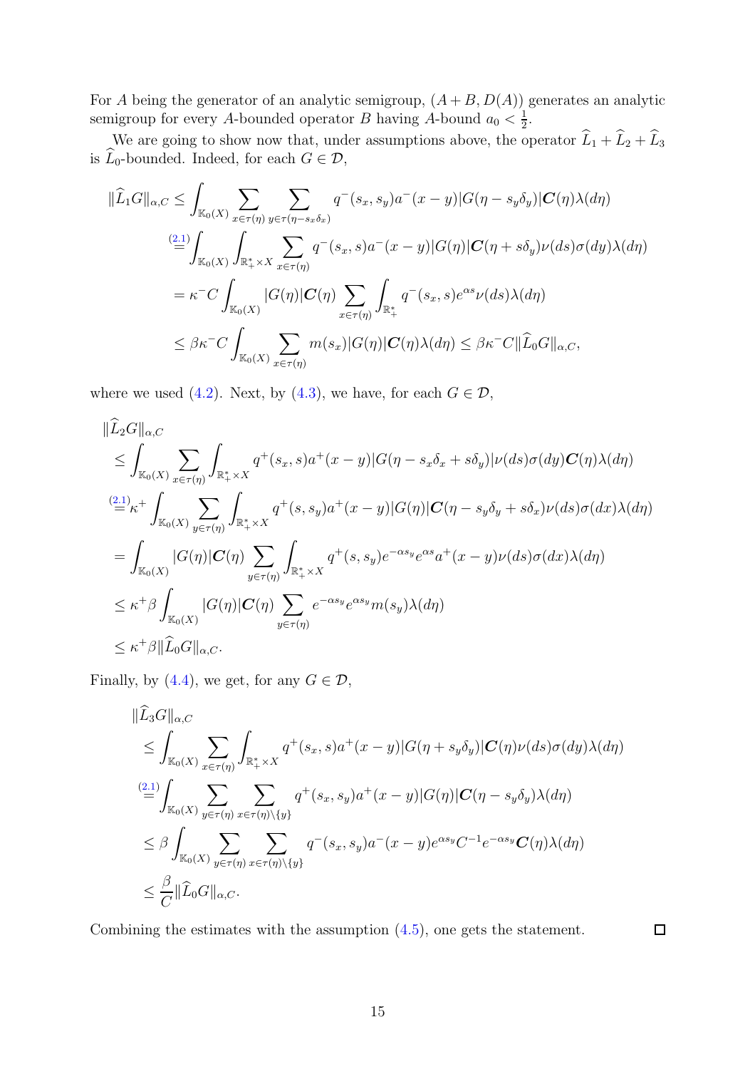For $A$ being the generator of an analytic semigroup, $(A+B, D(A))$ generates an analytic semigroup for every $A$-bounded operator $B$ having $A$-bound $a_0 < \frac{1}{2}$.

We are going to show now that, under assumptions above, the operator $\widehat{L}_1 + \widehat{L}_2 + \widehat{L}_3$ is $\widehat{L}_0$-bounded. Indeed, for each $G \in \mathcal{D}$,

$$
\begin{aligned}
\|\widehat{L}_1 G\|_{\alpha,C} &\le \int_{\mathbb{K}_0(X)} \sum_{x\in\tau(\eta)} \sum_{y\in\tau(\eta - s_x\delta_x)} q^-(s_x,s_y) a^-(x-y) |G(\eta - s_y\delta_y)| \boldsymbol{C}(\eta)\lambda(d\eta) \\
&\overset{(2.1)}{=} \int_{\mathbb{K}_0(X)} \int_{\mathbb{R}_+^*\times X} \sum_{x\in\tau(\eta)} q^-(s_x,s) a^-(x-y) |G(\eta)| \boldsymbol{C}(\eta + s\delta_y) \nu(ds)\sigma(dy)\lambda(d\eta) \\
&= \kappa^- C \int_{\mathbb{K}_0(X)} |G(\eta)| \boldsymbol{C}(\eta) \sum_{x\in\tau(\eta)} \int_{\mathbb{R}_+^*} q^-(s_x,s) e^{\alpha s} \nu(ds)\lambda(d\eta) \\
&\le \beta\kappa^- C \int_{\mathbb{K}_0(X)} \sum_{x\in\tau(\eta)} m(s_x)|G(\eta)|\boldsymbol{C}(\eta)\lambda(d\eta) \le \beta\kappa^- C \|\widehat{L}_0 G\|_{\alpha,C},
\end{aligned}
$$

where we used (4.2). Next, by (4.3), we have, for each $G \in \mathcal{D}$,

$$
\begin{aligned}
&\|\widehat{L}_2 G\|_{\alpha,C} \\
&\le \int_{\mathbb{K}_0(X)} \sum_{x\in\tau(\eta)} \int_{\mathbb{R}_+^*\times X} q^+(s_x,s) a^+(x-y) |G(\eta - s_x\delta_x + s\delta_y)| \nu(ds)\sigma(dy) \boldsymbol{C}(\eta)\lambda(d\eta) \\
&\overset{(2.1)}{=} \kappa^+ \int_{\mathbb{K}_0(X)} \sum_{y\in\tau(\eta)} \int_{\mathbb{R}_+^*\times X} q^+(s,s_y) a^+(x-y) |G(\eta)| \boldsymbol{C}(\eta - s_y\delta_y + s\delta_x) \nu(ds)\sigma(dx)\lambda(d\eta) \\
&= \int_{\mathbb{K}_0(X)} |G(\eta)| \boldsymbol{C}(\eta) \sum_{y\in\tau(\eta)} \int_{\mathbb{R}_+^*\times X} q^+(s,s_y) e^{-\alpha s_y} e^{\alpha s} a^+(x-y) \nu(ds)\sigma(dx)\lambda(d\eta) \\
&\le \kappa^+\beta \int_{\mathbb{K}_0(X)} |G(\eta)| \boldsymbol{C}(\eta) \sum_{y\in\tau(\eta)} e^{-\alpha s_y} e^{\alpha s_y} m(s_y)\lambda(d\eta) \\
&\le \kappa^+\beta \|\widehat{L}_0 G\|_{\alpha,C}.
\end{aligned}
$$

Finally, by (4.4), we get, for any $G \in \mathcal{D}$,

$$
\begin{aligned}
&\|\widehat{L}_3 G\|_{\alpha,C} \\
&\le \int_{\mathbb{K}_0(X)} \sum_{x\in\tau(\eta)} \int_{\mathbb{R}_+^*\times X} q^+(s_x,s) a^+(x-y) |G(\eta + s_y\delta_y)| \boldsymbol{C}(\eta) \nu(ds)\sigma(dy)\lambda(d\eta) \\
&\overset{(2.1)}{=} \int_{\mathbb{K}_0(X)} \sum_{y\in\tau(\eta)} \sum_{x\in\tau(\eta)\setminus\{y\}} q^+(s_x,s_y) a^+(x-y) |G(\eta)| \boldsymbol{C}(\eta - s_y\delta_y)\lambda(d\eta) \\
&\le \beta \int_{\mathbb{K}_0(X)} \sum_{y\in\tau(\eta)} \sum_{x\in\tau(\eta)\setminus\{y\}} q^-(s_x,s_y) a^-(x-y) e^{\alpha s_y} C^{-1} e^{-\alpha s_y} \boldsymbol{C}(\eta)\lambda(d\eta) \\
&\le \frac{\beta}{C} \|\widehat{L}_0 G\|_{\alpha,C}.
\end{aligned}
$$

Combining the estimates with the assumption (4.5), one gets the statement. $\square$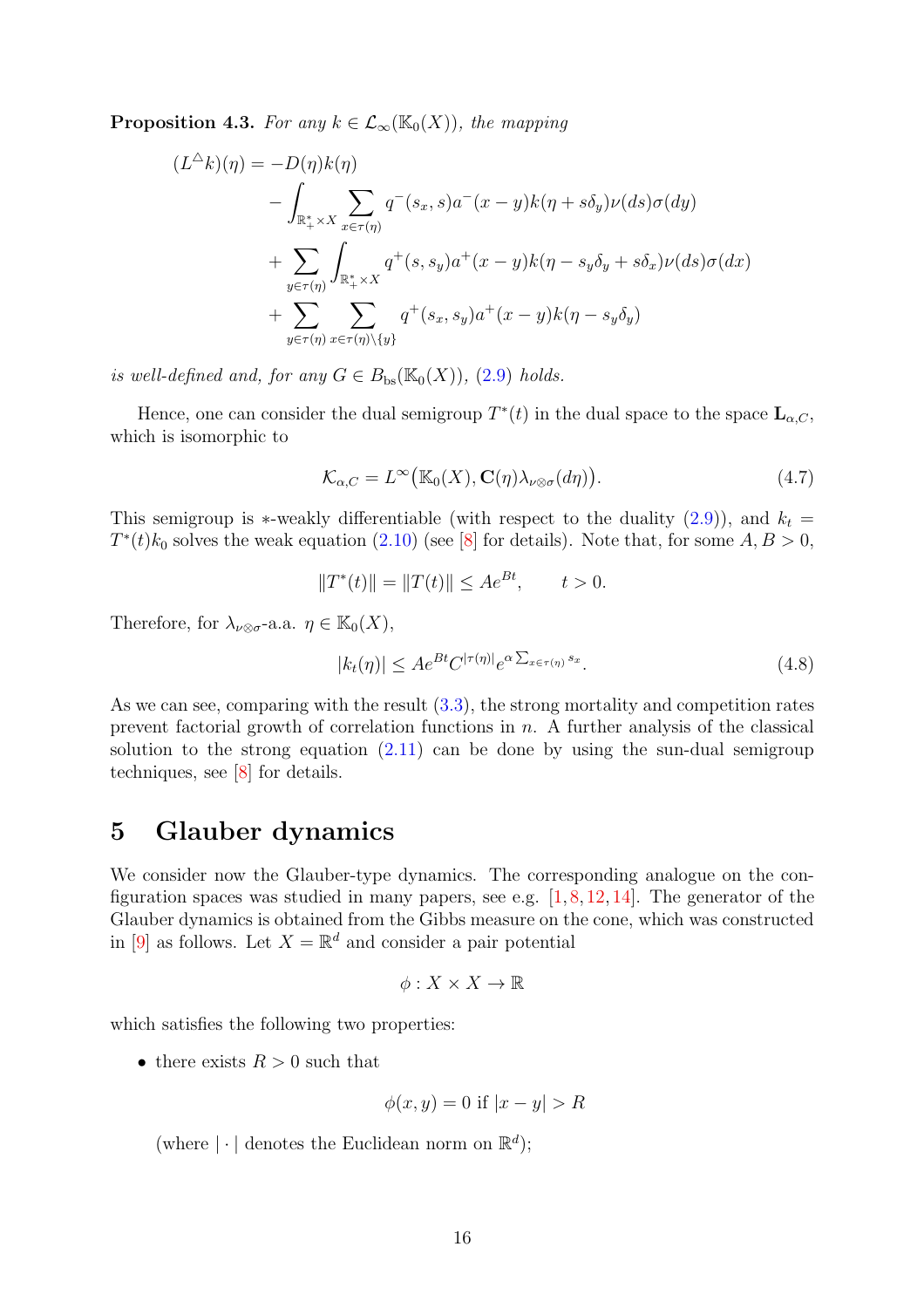**Proposition 4.3.** *For any $k \in \mathcal{L}_\infty(\mathbb{K}_0(X))$, the mapping*

$$
\begin{aligned}
(L^\triangle k)(\eta) = &-D(\eta)k(\eta) \\
&- \int_{\mathbb{R}_+^* \times X} \sum_{x \in \tau(\eta)} q^-(s_x, s) a^-(x-y) k(\eta + s\delta_y) \nu(ds)\sigma(dy) \\
&+ \sum_{y \in \tau(\eta)} \int_{\mathbb{R}_+^* \times X} q^+(s, s_y) a^+(x-y) k(\eta - s_y\delta_y + s\delta_x) \nu(ds)\sigma(dx) \\
&+ \sum_{y \in \tau(\eta)} \sum_{x \in \tau(\eta)\setminus\{y\}} q^+(s_x, s_y) a^+(x-y) k(\eta - s_y\delta_y)
\end{aligned}
$$

*is well-defined and, for any $G \in B_{\mathrm{bs}}(\mathbb{K}_0(X))$, (2.9) holds.*

Hence, one can consider the dual semigroup $T^*(t)$ in the dual space to the space $\mathbf{L}_{\alpha,C}$, which is isomorphic to

$$
\mathcal{K}_{\alpha,C} = L^\infty\big(\mathbb{K}_0(X), \mathbf{C}(\eta)\lambda_{\nu\otimes\sigma}(d\eta)\big). \tag{4.7}
$$

This semigroup is $*$-weakly differentiable (with respect to the duality (2.9)), and $k_t = T^*(t)k_0$ solves the weak equation (2.10) (see [8] for details). Note that, for some $A, B > 0$,

$$
\|T^*(t)\| = \|T(t)\| \le Ae^{Bt}, \qquad t > 0.
$$

Therefore, for $\lambda_{\nu\otimes\sigma}$-a.a. $\eta \in \mathbb{K}_0(X)$,

$$
|k_t(\eta)| \le Ae^{Bt} C^{|\tau(\eta)|} e^{\alpha \sum_{x\in\tau(\eta)} s_x}. \tag{4.8}
$$

As we can see, comparing with the result (3.3), the strong mortality and competition rates prevent factorial growth of correlation functions in $n$. A further analysis of the classical solution to the strong equation (2.11) can be done by using the sun-dual semigroup techniques, see [8] for details.

# 5 Glauber dynamics

We consider now the Glauber-type dynamics. The corresponding analogue on the configuration spaces was studied in many papers, see e.g. [1, 8, 12, 14]. The generator of the Glauber dynamics is obtained from the Gibbs measure on the cone, which was constructed in [9] as follows. Let $X = \mathbb{R}^d$ and consider a pair potential

$$
\phi : X \times X \to \mathbb{R}
$$

which satisfies the following two properties:

- there exists $R > 0$ such that

$$
\phi(x, y) = 0 \text{ if } |x - y| > R
$$

(where $|\cdot|$ denotes the Euclidean norm on $\mathbb{R}^d$);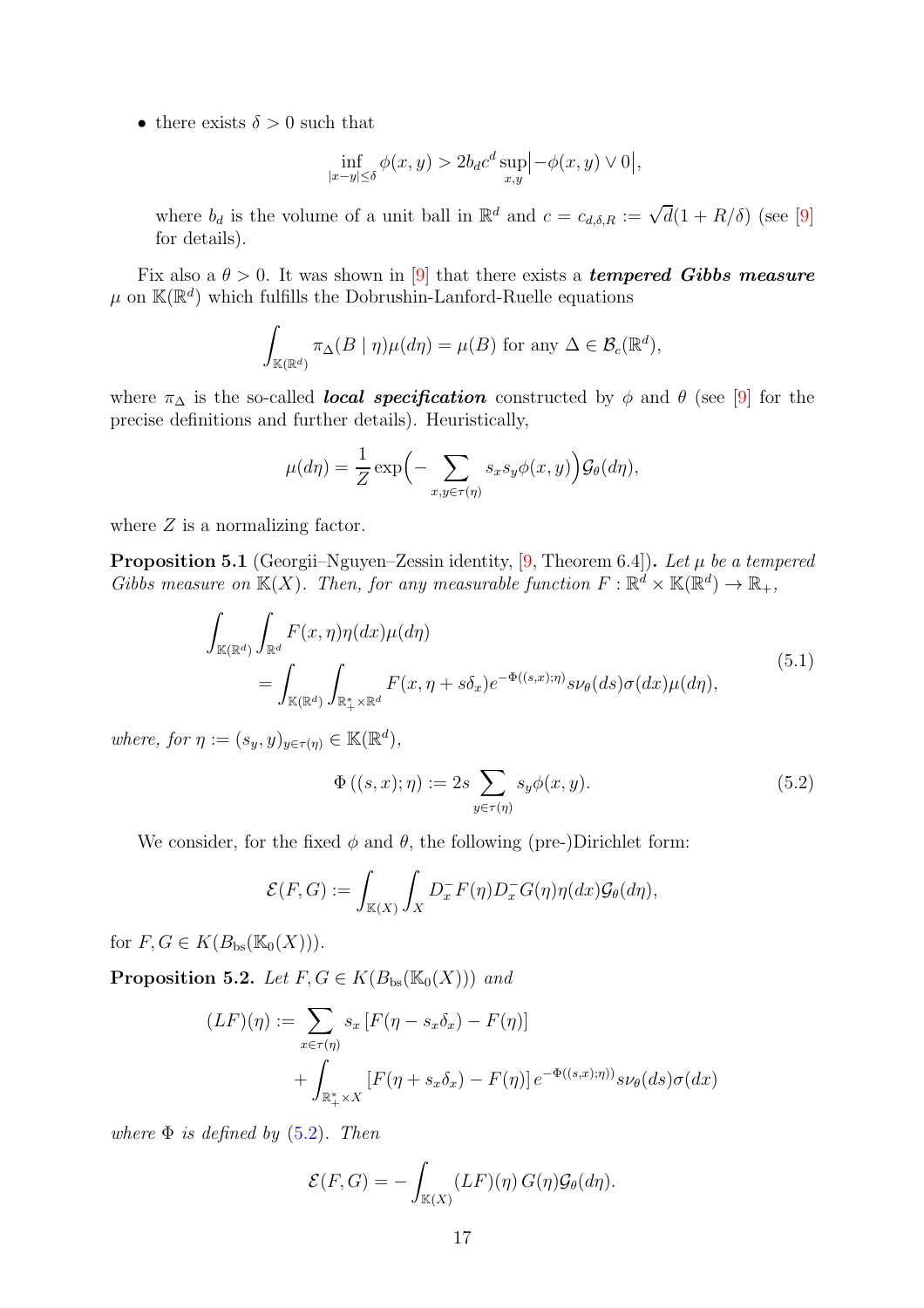- there exists $\delta > 0$ such that

$$\inf_{|x-y|\le\delta} \phi(x,y) > 2b_d c^d \sup_{x,y}\big|-\phi(x,y) \vee 0\big|,$$

where $b_d$ is the volume of a unit ball in $\mathbb{R}^d$ and $c = c_{d,\delta,R} := \sqrt{d}(1 + R/\delta)$ (see [9] for details).

Fix also a $\theta > 0$. It was shown in [9] that there exists a ***tempered Gibbs measure*** $\mu$ on $\mathbb{K}(\mathbb{R}^d)$ which fulfills the Dobrushin-Lanford-Ruelle equations

$$\int_{\mathbb{K}(\mathbb{R}^d)} \pi_\Delta(B \mid \eta)\mu(d\eta) = \mu(B) \text{ for any } \Delta \in \mathcal{B}_c(\mathbb{R}^d),$$

where $\pi_\Delta$ is the so-called ***local specification*** constructed by $\phi$ and $\theta$ (see [9] for the precise definitions and further details). Heuristically,

$$\mu(d\eta) = \frac{1}{Z}\exp\Big(-\sum_{x,y\in\tau(\eta)} s_x s_y \phi(x,y)\Big)\mathcal{G}_\theta(d\eta),$$

where $Z$ is a normalizing factor.

**Proposition 5.1** (Georgii–Nguyen–Zessin identity, [9, Theorem 6.4])**.** *Let $\mu$ be a tempered Gibbs measure on $\mathbb{K}(X)$. Then, for any measurable function $F : \mathbb{R}^d \times \mathbb{K}(\mathbb{R}^d) \to \mathbb{R}_+$,*

$$\begin{aligned}\int_{\mathbb{K}(\mathbb{R}^d)}\int_{\mathbb{R}^d} & F(x,\eta)\eta(dx)\mu(d\eta) \\ &= \int_{\mathbb{K}(\mathbb{R}^d)}\int_{\mathbb{R}_+^*\times\mathbb{R}^d} F(x,\eta+s\delta_x)e^{-\Phi((s,x);\eta)} s\nu_\theta(ds)\sigma(dx)\mu(d\eta),\end{aligned} \tag{5.1}$$

*where, for $\eta := (s_y, y)_{y\in\tau(\eta)} \in \mathbb{K}(\mathbb{R}^d)$,*

$$\Phi\left((s,x);\eta\right) := 2s\sum_{y\in\tau(\eta)} s_y\phi(x,y). \tag{5.2}$$

We consider, for the fixed $\phi$ and $\theta$, the following (pre-)Dirichlet form:

$$\mathcal{E}(F,G) := \int_{\mathbb{K}(X)}\int_X D_x^- F(\eta) D_x^- G(\eta)\eta(dx)\mathcal{G}_\theta(d\eta),$$

for $F, G \in K(B_{\mathrm{bs}}(\mathbb{K}_0(X)))$.

**Proposition 5.2.** *Let $F, G \in K(B_{\mathrm{bs}}(\mathbb{K}_0(X)))$ and*

$$\begin{aligned}(LF)(\eta) := &\sum_{x\in\tau(\eta)} s_x\left[F(\eta - s_x\delta_x) - F(\eta)\right] \\ &+ \int_{\mathbb{R}_+^*\times X}\left[F(\eta + s_x\delta_x) - F(\eta)\right]e^{-\Phi((s,x);\eta))} s\nu_\theta(ds)\sigma(dx)\end{aligned}$$

*where $\Phi$ is defined by (5.2). Then*

$$\mathcal{E}(F,G) = -\int_{\mathbb{K}(X)} (LF)(\eta)\, G(\eta)\mathcal{G}_\theta(d\eta).$$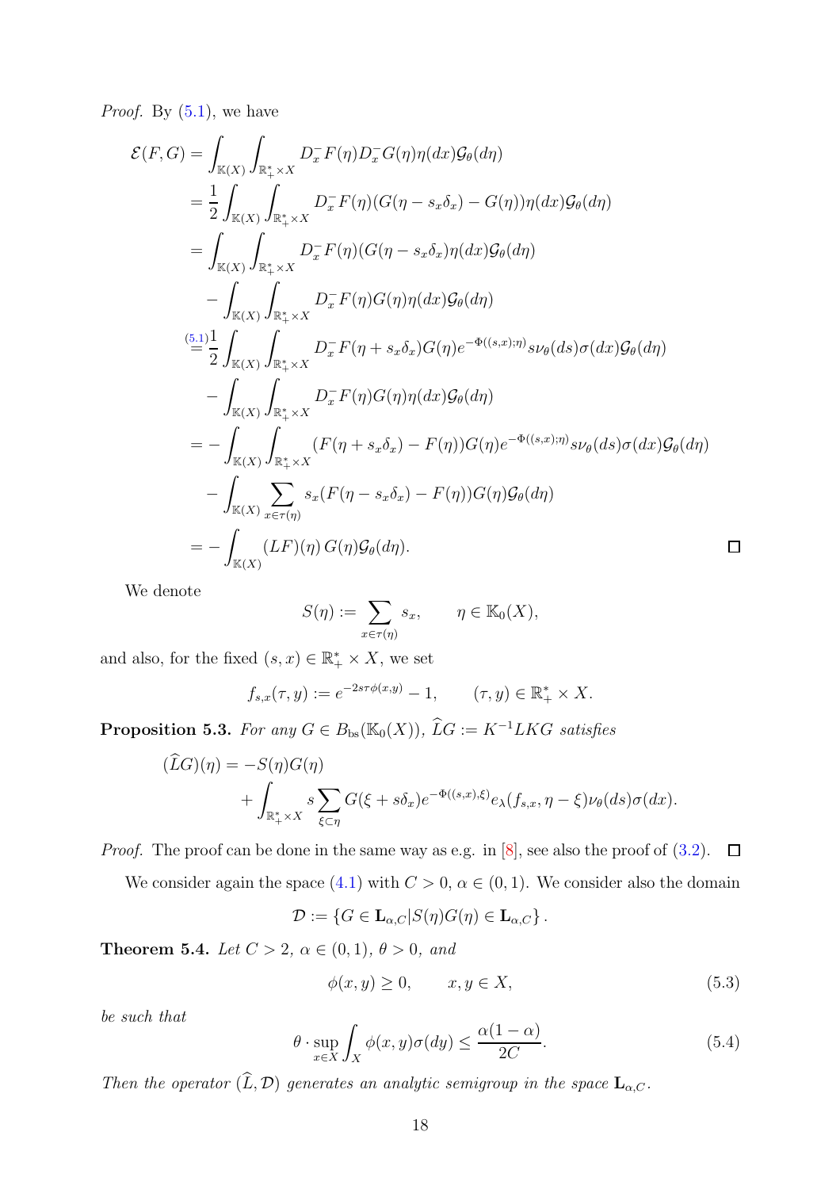*Proof.* By (5.1), we have

$$
\begin{aligned}
\mathcal{E}(F,G) &= \int_{\mathbb{K}(X)} \int_{\mathbb{R}_+^* \times X} D_x^- F(\eta) D_x^- G(\eta) \eta(dx) \mathcal{G}_\theta(d\eta) \\
&= \frac{1}{2} \int_{\mathbb{K}(X)} \int_{\mathbb{R}_+^* \times X} D_x^- F(\eta)(G(\eta - s_x\delta_x) - G(\eta))\eta(dx)\mathcal{G}_\theta(d\eta) \\
&= \int_{\mathbb{K}(X)} \int_{\mathbb{R}_+^* \times X} D_x^- F(\eta)(G(\eta - s_x\delta_x)\eta(dx)\mathcal{G}_\theta(d\eta) \\
&\quad - \int_{\mathbb{K}(X)} \int_{\mathbb{R}_+^* \times X} D_x^- F(\eta) G(\eta)\eta(dx)\mathcal{G}_\theta(d\eta) \\
&\overset{(5.1)}{=} \frac{1}{2} \int_{\mathbb{K}(X)} \int_{\mathbb{R}_+^* \times X} D_x^- F(\eta + s_x\delta_x) G(\eta) e^{-\Phi((s,x);\eta)} s\nu_\theta(ds)\sigma(dx)\mathcal{G}_\theta(d\eta) \\
&\quad - \int_{\mathbb{K}(X)} \int_{\mathbb{R}_+^* \times X} D_x^- F(\eta) G(\eta)\eta(dx)\mathcal{G}_\theta(d\eta) \\
&= - \int_{\mathbb{K}(X)} \int_{\mathbb{R}_+^* \times X} (F(\eta + s_x\delta_x) - F(\eta)) G(\eta) e^{-\Phi((s,x);\eta)} s\nu_\theta(ds)\sigma(dx)\mathcal{G}_\theta(d\eta) \\
&\quad - \int_{\mathbb{K}(X)} \sum_{x\in\tau(\eta)} s_x(F(\eta - s_x\delta_x) - F(\eta))G(\eta)\mathcal{G}_\theta(d\eta) \\
&= - \int_{\mathbb{K}(X)} (LF)(\eta)\, G(\eta)\mathcal{G}_\theta(d\eta).
\end{aligned}
$$

□

We denote

$$
S(\eta) := \sum_{x\in\tau(\eta)} s_x, \qquad \eta \in \mathbb{K}_0(X),
$$

and also, for the fixed $(s,x) \in \mathbb{R}_+^* \times X$, we set

$$
f_{s,x}(\tau, y) := e^{-2s\tau\phi(x,y)} - 1, \qquad (\tau, y) \in \mathbb{R}_+^* \times X.
$$

**Proposition 5.3.** *For any $G \in B_{\mathrm{bs}}(\mathbb{K}_0(X))$, $\widehat{L}G := K^{-1}LKG$ satisfies*

$$
\begin{aligned}
(\widehat{L}G)(\eta) &= -S(\eta)G(\eta) \\
&\quad + \int_{\mathbb{R}_+^* \times X} s \sum_{\xi\subset\eta} G(\xi + s\delta_x) e^{-\Phi((s,x),\xi)} e_\lambda(f_{s,x}, \eta - \xi)\nu_\theta(ds)\sigma(dx).
\end{aligned}
$$

*Proof.* The proof can be done in the same way as e.g. in [8], see also the proof of (3.2). □

We consider again the space (4.1) with $C > 0$, $\alpha \in (0,1)$. We consider also the domain

$$
\mathcal{D} := \{ G \in \mathbf{L}_{\alpha,C} | S(\eta)G(\eta) \in \mathbf{L}_{\alpha,C} \}.
$$

**Theorem 5.4.** *Let $C > 2$, $\alpha \in (0,1)$, $\theta > 0$, and*

$$
\phi(x,y) \geq 0, \qquad x,y \in X, \tag{5.3}
$$

*be such that*

$$
\theta \cdot \sup_{x\in X} \int_X \phi(x,y)\sigma(dy) \leq \frac{\alpha(1-\alpha)}{2C}. \tag{5.4}
$$

*Then the operator $(\widehat{L}, \mathcal{D})$ generates an analytic semigroup in the space $\mathbf{L}_{\alpha,C}$.*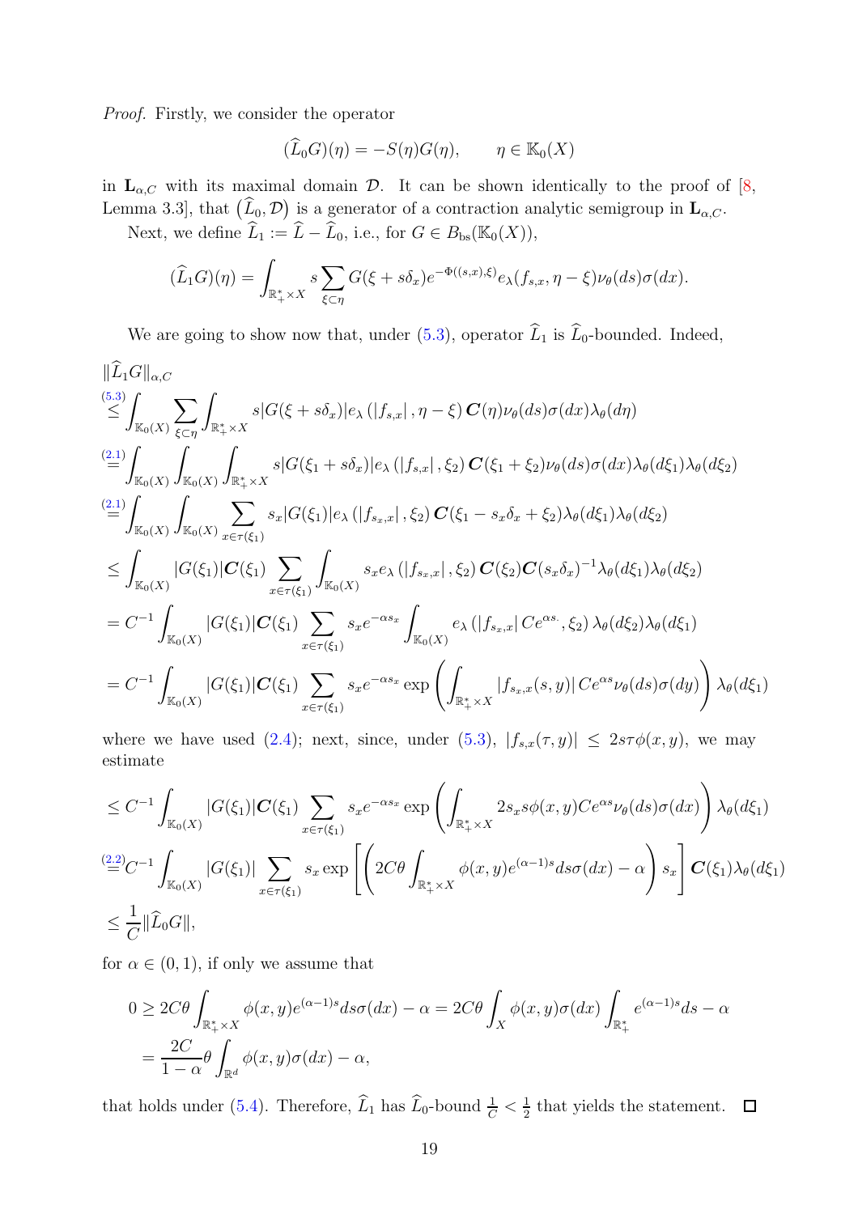*Proof.* Firstly, we consider the operator

$$(\widehat{L}_0 G)(\eta) = -S(\eta)G(\eta), \qquad \eta \in \mathbb{K}_0(X)$$

in $\mathbf{L}_{\alpha,C}$ with its maximal domain $\mathcal{D}$. It can be shown identically to the proof of [8, Lemma 3.3], that $(\widehat{L}_0, \mathcal{D})$ is a generator of a contraction analytic semigroup in $\mathbf{L}_{\alpha,C}$.

Next, we define $\widehat{L}_1 := \widehat{L} - \widehat{L}_0$, i.e., for $G \in B_{\mathrm{bs}}(\mathbb{K}_0(X))$,

$$(\widehat{L}_1 G)(\eta) = \int_{\mathbb{R}_+^* \times X} s \sum_{\xi \subset \eta} G(\xi + s\delta_x) e^{-\Phi((s,x),\xi)} e_\lambda(f_{s,x}, \eta - \xi)\nu_\theta(ds)\sigma(dx).$$

We are going to show now that, under (5.3), operator $\widehat{L}_1$ is $\widehat{L}_0$-bounded. Indeed,

$$\begin{aligned}
&\|\widehat{L}_1 G\|_{\alpha,C} \\
&\overset{(5.3)}{\leq} \int_{\mathbb{K}_0(X)} \sum_{\xi \subset \eta} \int_{\mathbb{R}_+^* \times X} s|G(\xi + s\delta_x)| e_\lambda\left(|f_{s,x}|, \eta - \xi\right) \boldsymbol{C}(\eta)\nu_\theta(ds)\sigma(dx)\lambda_\theta(d\eta) \\
&\overset{(2.1)}{=} \int_{\mathbb{K}_0(X)} \int_{\mathbb{K}_0(X)} \int_{\mathbb{R}_+^* \times X} s|G(\xi_1 + s\delta_x)| e_\lambda\left(|f_{s,x}|, \xi_2\right) \boldsymbol{C}(\xi_1 + \xi_2)\nu_\theta(ds)\sigma(dx)\lambda_\theta(d\xi_1)\lambda_\theta(d\xi_2) \\
&\overset{(2.1)}{=} \int_{\mathbb{K}_0(X)} \int_{\mathbb{K}_0(X)} \sum_{x \in \tau(\xi_1)} s_x|G(\xi_1)| e_\lambda\left(|f_{s_x,x}|, \xi_2\right) \boldsymbol{C}(\xi_1 - s_x\delta_x + \xi_2)\lambda_\theta(d\xi_1)\lambda_\theta(d\xi_2) \\
&\leq \int_{\mathbb{K}_0(X)} |G(\xi_1)|\boldsymbol{C}(\xi_1) \sum_{x \in \tau(\xi_1)} \int_{\mathbb{K}_0(X)} s_x e_\lambda\left(|f_{s_x,x}|, \xi_2\right) \boldsymbol{C}(\xi_2)\boldsymbol{C}(s_x\delta_x)^{-1}\lambda_\theta(d\xi_1)\lambda_\theta(d\xi_2) \\
&= C^{-1} \int_{\mathbb{K}_0(X)} |G(\xi_1)|\boldsymbol{C}(\xi_1) \sum_{x \in \tau(\xi_1)} s_x e^{-\alpha s_x} \int_{\mathbb{K}_0(X)} e_\lambda\left(|f_{s_x,x}| C e^{\alpha s_\cdot}, \xi_2\right) \lambda_\theta(d\xi_2)\lambda_\theta(d\xi_1) \\
&= C^{-1} \int_{\mathbb{K}_0(X)} |G(\xi_1)|\boldsymbol{C}(\xi_1) \sum_{x \in \tau(\xi_1)} s_x e^{-\alpha s_x} \exp\left( \int_{\mathbb{R}_+^* \times X} |f_{s_x,x}(s,y)| C e^{\alpha s}\nu_\theta(ds)\sigma(dy) \right) \lambda_\theta(d\xi_1)
\end{aligned}$$

where we have used (2.4); next, since, under (5.3), $|f_{s,x}(\tau, y)| \leq 2s\tau\phi(x,y)$, we may estimate

$$\begin{aligned}
&\leq C^{-1} \int_{\mathbb{K}_0(X)} |G(\xi_1)|\boldsymbol{C}(\xi_1) \sum_{x \in \tau(\xi_1)} s_x e^{-\alpha s_x} \exp\left( \int_{\mathbb{R}_+^* \times X} 2s_x s\phi(x,y) C e^{\alpha s}\nu_\theta(ds)\sigma(dx) \right) \lambda_\theta(d\xi_1) \\
&\overset{(2.2)}{=} C^{-1} \int_{\mathbb{K}_0(X)} |G(\xi_1)| \sum_{x \in \tau(\xi_1)} s_x \exp\left[ \left( 2C\theta \int_{\mathbb{R}_+^* \times X} \phi(x,y) e^{(\alpha-1)s} ds\sigma(dx) - \alpha \right) s_x \right] \boldsymbol{C}(\xi_1)\lambda_\theta(d\xi_1) \\
&\leq \frac{1}{C}\|\widehat{L}_0 G\|,
\end{aligned}$$

for $\alpha \in (0,1)$, if only we assume that

$$\begin{aligned}
0 &\geq 2C\theta \int_{\mathbb{R}_+^* \times X} \phi(x,y) e^{(\alpha-1)s} ds\sigma(dx) - \alpha = 2C\theta \int_X \phi(x,y)\sigma(dx) \int_{\mathbb{R}_+^*} e^{(\alpha-1)s} ds - \alpha \\
&= \frac{2C}{1-\alpha}\theta \int_{\mathbb{R}^d} \phi(x,y)\sigma(dx) - \alpha,
\end{aligned}$$

that holds under (5.4). Therefore, $\widehat{L}_1$ has $\widehat{L}_0$-bound $\frac{1}{C} < \frac{1}{2}$ that yields the statement. $\square$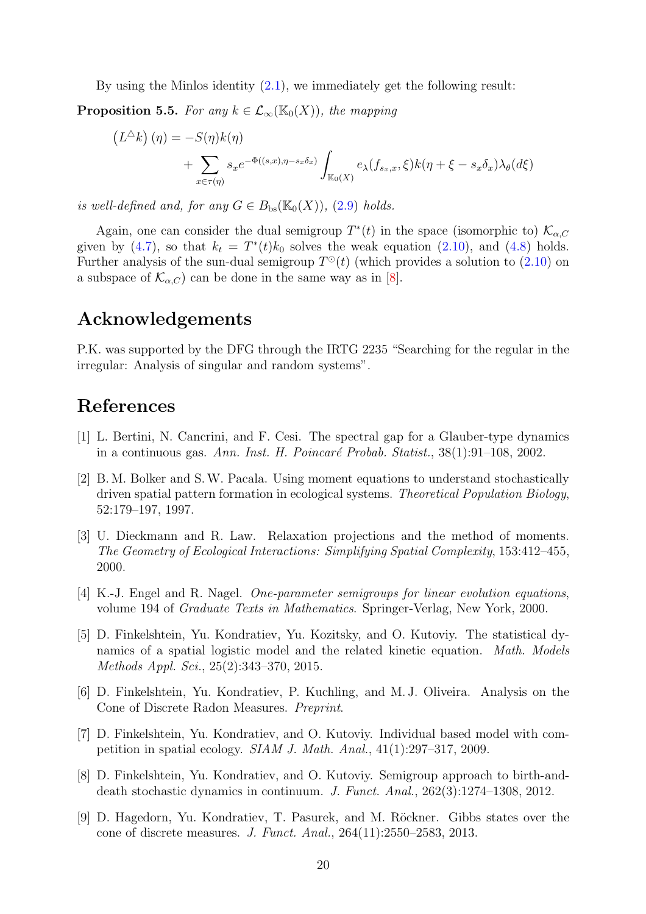By using the Minlos identity (2.1), we immediately get the following result:

**Proposition 5.5.** *For any $k \in \mathcal{L}_\infty(\mathbb{K}_0(X))$, the mapping*

$$\left(L^{\triangle}k\right)(\eta) = -S(\eta)k(\eta) + \sum_{x \in \tau(\eta)} s_x e^{-\Phi((s,x),\eta - s_x\delta_x)} \int_{\mathbb{K}_0(X)} e_\lambda(f_{s_x,x},\xi)k(\eta + \xi - s_x\delta_x)\lambda_\theta(d\xi)$$

*is well-defined and, for any $G \in B_{\mathrm{bs}}(\mathbb{K}_0(X))$, (2.9) holds.*

Again, one can consider the dual semigroup $T^*(t)$ in the space (isomorphic to) $\mathcal{K}_{\alpha,C}$ given by (4.7), so that $k_t = T^*(t)k_0$ solves the weak equation (2.10), and (4.8) holds. Further analysis of the sun-dual semigroup $T^{\odot}(t)$ (which provides a solution to (2.10) on a subspace of $\mathcal{K}_{\alpha,C}$) can be done in the same way as in [8].

# Acknowledgements

P.K. was supported by the DFG through the IRTG 2235 "Searching for the regular in the irregular: Analysis of singular and random systems".

# References

[1] L. Bertini, N. Cancrini, and F. Cesi. The spectral gap for a Glauber-type dynamics in a continuous gas. *Ann. Inst. H. Poincaré Probab. Statist.*, 38(1):91–108, 2002.

[2] B. M. Bolker and S. W. Pacala. Using moment equations to understand stochastically driven spatial pattern formation in ecological systems. *Theoretical Population Biology*, 52:179–197, 1997.

[3] U. Dieckmann and R. Law. Relaxation projections and the method of moments. *The Geometry of Ecological Interactions: Simplifying Spatial Complexity*, 153:412–455, 2000.

[4] K.-J. Engel and R. Nagel. *One-parameter semigroups for linear evolution equations*, volume 194 of *Graduate Texts in Mathematics*. Springer-Verlag, New York, 2000.

[5] D. Finkelshtein, Yu. Kondratiev, Yu. Kozitsky, and O. Kutoviy. The statistical dynamics of a spatial logistic model and the related kinetic equation. *Math. Models Methods Appl. Sci.*, 25(2):343–370, 2015.

[6] D. Finkelshtein, Yu. Kondratiev, P. Kuchling, and M. J. Oliveira. Analysis on the Cone of Discrete Radon Measures. *Preprint*.

[7] D. Finkelshtein, Yu. Kondratiev, and O. Kutoviy. Individual based model with competition in spatial ecology. *SIAM J. Math. Anal.*, 41(1):297–317, 2009.

[8] D. Finkelshtein, Yu. Kondratiev, and O. Kutoviy. Semigroup approach to birth-and-death stochastic dynamics in continuum. *J. Funct. Anal.*, 262(3):1274–1308, 2012.

[9] D. Hagedorn, Yu. Kondratiev, T. Pasurek, and M. Röckner. Gibbs states over the cone of discrete measures. *J. Funct. Anal.*, 264(11):2550–2583, 2013.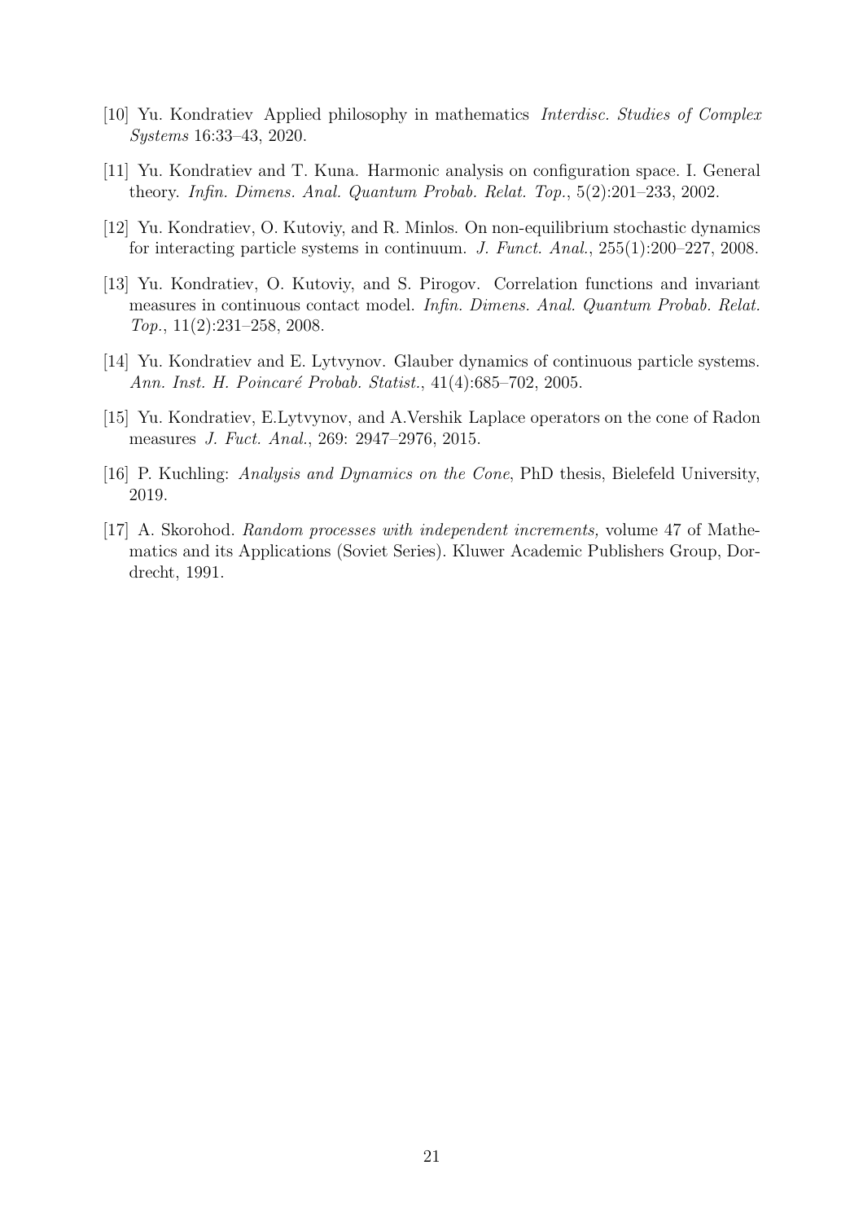[10] Yu. Kondratiev Applied philosophy in mathematics *Interdisc. Studies of Complex Systems* 16:33–43, 2020.

[11] Yu. Kondratiev and T. Kuna. Harmonic analysis on configuration space. I. General theory. *Infin. Dimens. Anal. Quantum Probab. Relat. Top.*, 5(2):201–233, 2002.

[12] Yu. Kondratiev, O. Kutoviy, and R. Minlos. On non-equilibrium stochastic dynamics for interacting particle systems in continuum. *J. Funct. Anal.*, 255(1):200–227, 2008.

[13] Yu. Kondratiev, O. Kutoviy, and S. Pirogov. Correlation functions and invariant measures in continuous contact model. *Infin. Dimens. Anal. Quantum Probab. Relat. Top.*, 11(2):231–258, 2008.

[14] Yu. Kondratiev and E. Lytvynov. Glauber dynamics of continuous particle systems. *Ann. Inst. H. Poincaré Probab. Statist.*, 41(4):685–702, 2005.

[15] Yu. Kondratiev, E.Lytvynov, and A.Vershik Laplace operators on the cone of Radon measures *J. Fuct. Anal.*, 269: 2947–2976, 2015.

[16] P. Kuchling: *Analysis and Dynamics on the Cone*, PhD thesis, Bielefeld University, 2019.

[17] A. Skorohod. *Random processes with independent increments,* volume 47 of Mathematics and its Applications (Soviet Series). Kluwer Academic Publishers Group, Dordrecht, 1991.